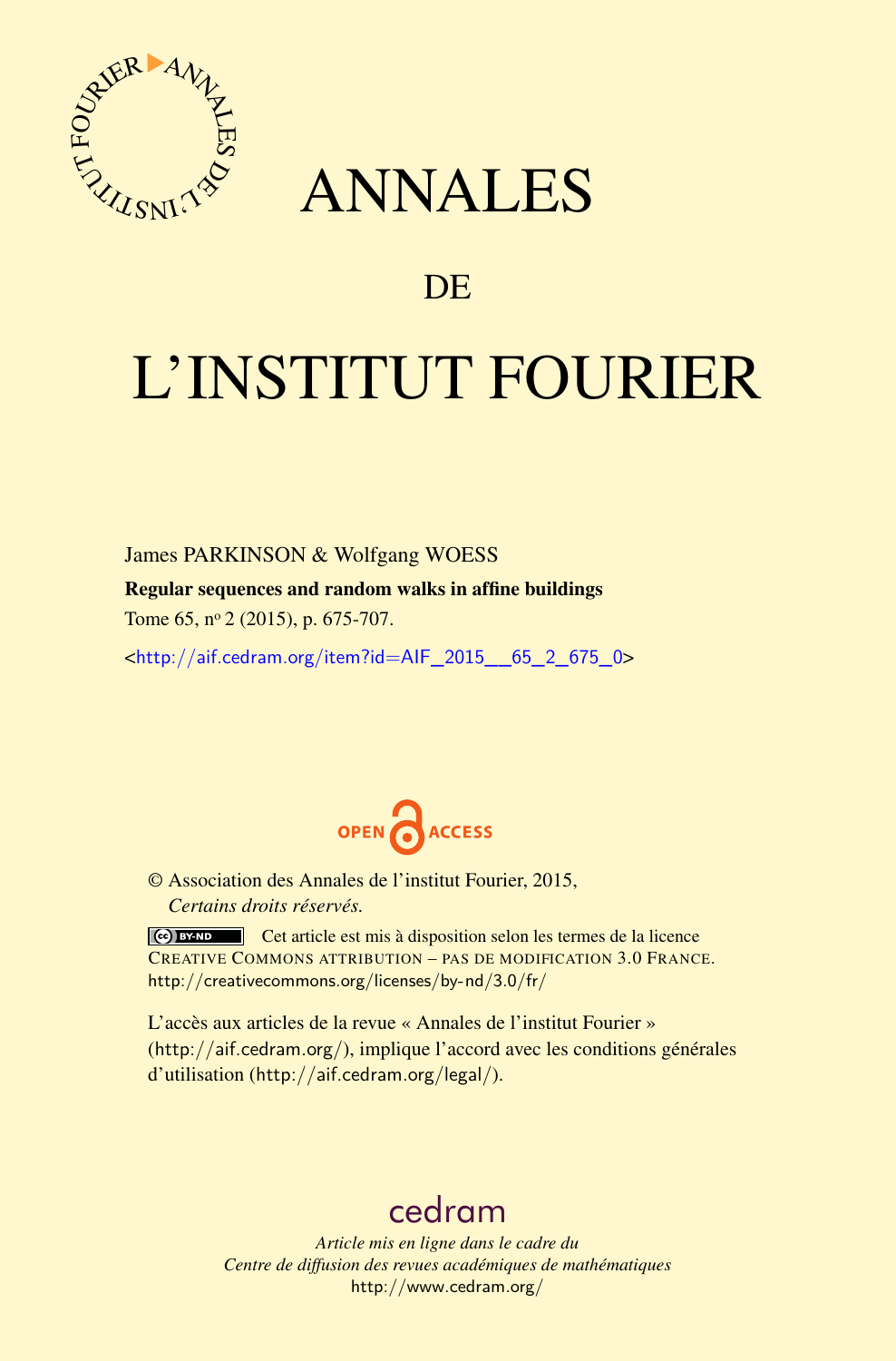# ANNALES

## DE

# L'INSTITUT FOURIER

James PARKINSON & Wolfgang WOESS

**Regular sequences and random walks in affine buildings**

Tome 65, n[o] 2 (2015), p. 675-707.

<http://aif.cedram.org/item?id=AIF_2015__65_2_675_0>

OPEN ACCESS

© Association des Annales de l'institut Fourier, 2015,
*Certains droits réservés.*

Cet article est mis à disposition selon les termes de la licence
CREATIVE COMMONS ATTRIBUTION – PAS DE MODIFICATION 3.0 FRANCE.
http://creativecommons.org/licenses/by-nd/3.0/fr/

L'accès aux articles de la revue « Annales de l'institut Fourier » (http://aif.cedram.org/), implique l'accord avec les conditions générales d'utilisation (http://aif.cedram.org/legal/).

cedram

*Article mis en ligne dans le cadre du*
*Centre de diffusion des revues académiques de mathématiques*
http://www.cedram.org/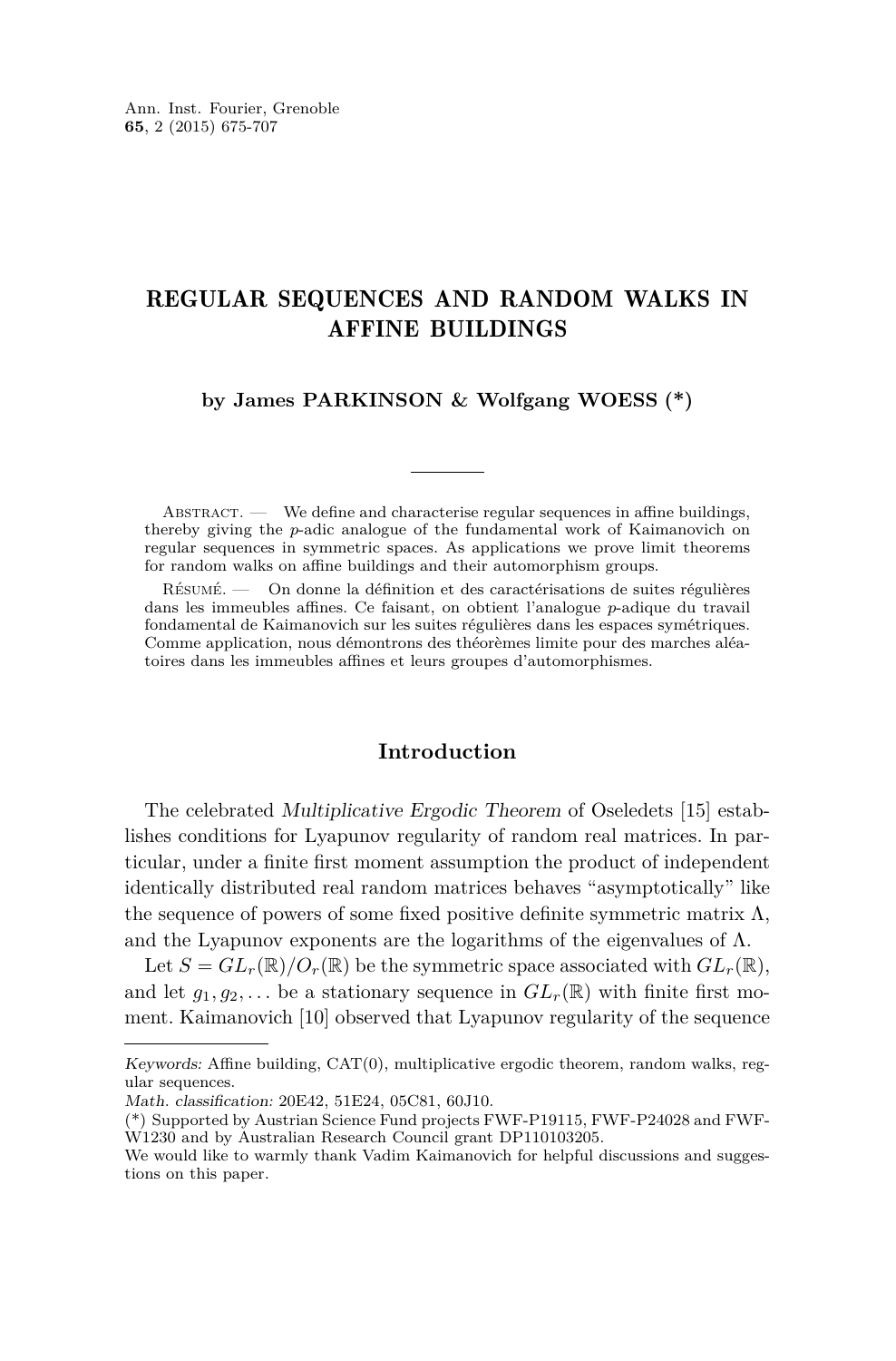# REGULAR SEQUENCES AND RANDOM WALKS IN AFFINE BUILDINGS

**by James PARKINSON & Wolfgang WOESS (\*)**

Abstract. — We define and characterise regular sequences in affine buildings, thereby giving the $p$-adic analogue of the fundamental work of Kaimanovich on regular sequences in symmetric spaces. As applications we prove limit theorems for random walks on affine buildings and their automorphism groups.

Résumé. — On donne la définition et des caractérisations de suites régulières dans les immeubles affines. Ce faisant, on obtient l'analogue $p$-adique du travail fondamental de Kaimanovich sur les suites régulières dans les espaces symétriques. Comme application, nous démontrons des théorèmes limite pour des marches aléatoires dans les immeubles affines et leurs groupes d'automorphismes.

## Introduction

The celebrated *Multiplicative Ergodic Theorem* of Oseledets [15] establishes conditions for Lyapunov regularity of random real matrices. In particular, under a finite first moment assumption the product of independent identically distributed real random matrices behaves "asymptotically" like the sequence of powers of some fixed positive definite symmetric matrix $\Lambda$, and the Lyapunov exponents are the logarithms of the eigenvalues of $\Lambda$.

Let $S = GL_r(\mathbb{R})/O_r(\mathbb{R})$ be the symmetric space associated with $GL_r(\mathbb{R})$, and let $g_1, g_2, \ldots$ be a stationary sequence in $GL_r(\mathbb{R})$ with finite first moment. Kaimanovich [10] observed that Lyapunov regularity of the sequence

---

*Keywords:* Affine building, CAT(0), multiplicative ergodic theorem, random walks, regular sequences.

*Math. classification:* 20E42, 51E24, 05C81, 60J10.

(\*) Supported by Austrian Science Fund projects FWF-P19115, FWF-P24028 and FWF-W1230 and by Australian Research Council grant DP110103205.

We would like to warmly thank Vadim Kaimanovich for helpful discussions and suggestions on this paper.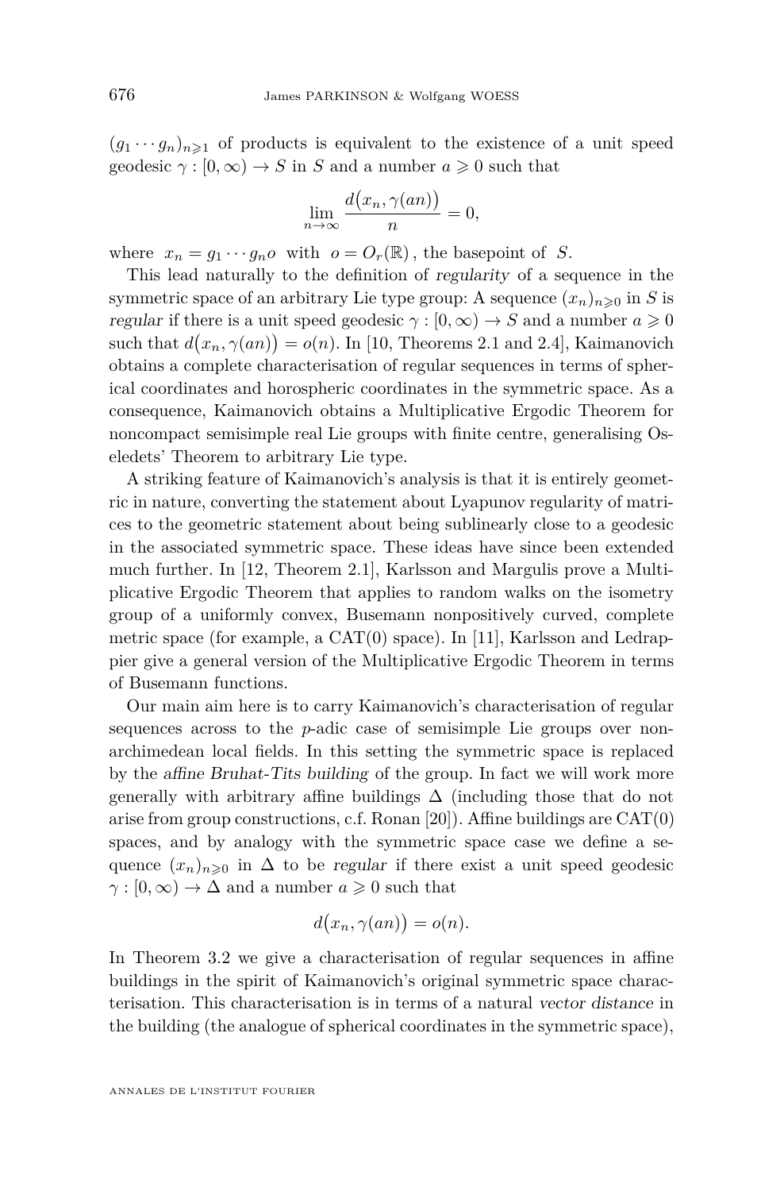$(g_1 \cdots g_n)_{n \geqslant 1}$ of products is equivalent to the existence of a unit speed geodesic $\gamma : [0, \infty) \to S$ in $S$ and a number $a \geqslant 0$ such that

$$\lim_{n \to \infty} \frac{d\big(x_n, \gamma(an)\big)}{n} = 0,$$

where $x_n = g_1 \cdots g_n o$ with $o = O_r(\mathbb{R})$, the basepoint of $S$.

This lead naturally to the definition of *regularity* of a sequence in the symmetric space of an arbitrary Lie type group: A sequence $(x_n)_{n \geqslant 0}$ in $S$ is *regular* if there is a unit speed geodesic $\gamma : [0, \infty) \to S$ and a number $a \geqslant 0$ such that $d\big(x_n, \gamma(an)\big) = o(n)$. In [10, Theorems 2.1 and 2.4], Kaimanovich obtains a complete characterisation of regular sequences in terms of spherical coordinates and horospheric coordinates in the symmetric space. As a consequence, Kaimanovich obtains a Multiplicative Ergodic Theorem for noncompact semisimple real Lie groups with finite centre, generalising Oseledets' Theorem to arbitrary Lie type.

A striking feature of Kaimanovich's analysis is that it is entirely geometric in nature, converting the statement about Lyapunov regularity of matrices to the geometric statement about being sublinearly close to a geodesic in the associated symmetric space. These ideas have since been extended much further. In [12, Theorem 2.1], Karlsson and Margulis prove a Multiplicative Ergodic Theorem that applies to random walks on the isometry group of a uniformly convex, Busemann nonpositively curved, complete metric space (for example, a CAT(0) space). In [11], Karlsson and Ledrappier give a general version of the Multiplicative Ergodic Theorem in terms of Busemann functions.

Our main aim here is to carry Kaimanovich's characterisation of regular sequences across to the *p*-adic case of semisimple Lie groups over non-archimedean local fields. In this setting the symmetric space is replaced by the *affine Bruhat-Tits building* of the group. In fact we will work more generally with arbitrary affine buildings $\Delta$ (including those that do not arise from group constructions, c.f. Ronan [20]). Affine buildings are CAT(0) spaces, and by analogy with the symmetric space case we define a sequence $(x_n)_{n \geqslant 0}$ in $\Delta$ to be *regular* if there exist a unit speed geodesic $\gamma : [0, \infty) \to \Delta$ and a number $a \geqslant 0$ such that

$$d\big(x_n, \gamma(an)\big) = o(n).$$

In Theorem 3.2 we give a characterisation of regular sequences in affine buildings in the spirit of Kaimanovich's original symmetric space characterisation. This characterisation is in terms of a natural *vector distance* in the building (the analogue of spherical coordinates in the symmetric space),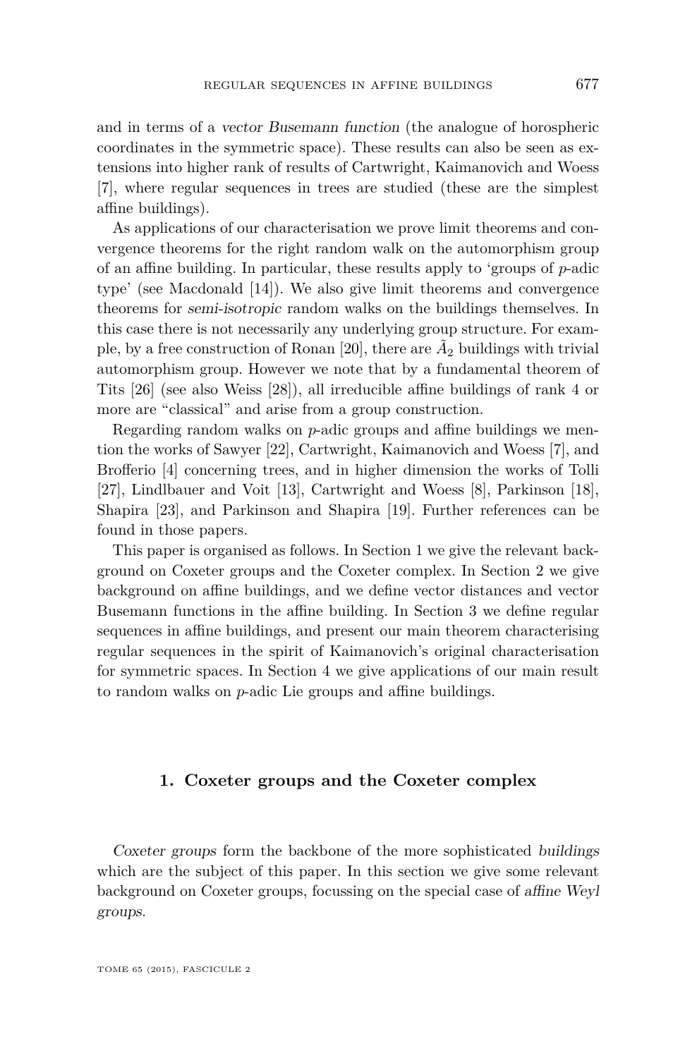and in terms of a *vector Busemann function* (the analogue of horospheric coordinates in the symmetric space). These results can also be seen as extensions into higher rank of results of Cartwright, Kaimanovich and Woess [7], where regular sequences in trees are studied (these are the simplest affine buildings).

As applications of our characterisation we prove limit theorems and convergence theorems for the right random walk on the automorphism group of an affine building. In particular, these results apply to 'groups of $p$-adic type' (see Macdonald [14]). We also give limit theorems and convergence theorems for *semi-isotropic* random walks on the buildings themselves. In this case there is not necessarily any underlying group structure. For example, by a free construction of Ronan [20], there are $\tilde{A}_2$ buildings with trivial automorphism group. However we note that by a fundamental theorem of Tits [26] (see also Weiss [28]), all irreducible affine buildings of rank 4 or more are "classical" and arise from a group construction.

Regarding random walks on $p$-adic groups and affine buildings we mention the works of Sawyer [22], Cartwright, Kaimanovich and Woess [7], and Brofferio [4] concerning trees, and in higher dimension the works of Tolli [27], Lindlbauer and Voit [13], Cartwright and Woess [8], Parkinson [18], Shapira [23], and Parkinson and Shapira [19]. Further references can be found in those papers.

This paper is organised as follows. In Section 1 we give the relevant background on Coxeter groups and the Coxeter complex. In Section 2 we give background on affine buildings, and we define vector distances and vector Busemann functions in the affine building. In Section 3 we define regular sequences in affine buildings, and present our main theorem characterising regular sequences in the spirit of Kaimanovich's original characterisation for symmetric spaces. In Section 4 we give applications of our main result to random walks on $p$-adic Lie groups and affine buildings.

## 1. Coxeter groups and the Coxeter complex

*Coxeter groups* form the backbone of the more sophisticated *buildings* which are the subject of this paper. In this section we give some relevant background on Coxeter groups, focussing on the special case of *affine Weyl groups*.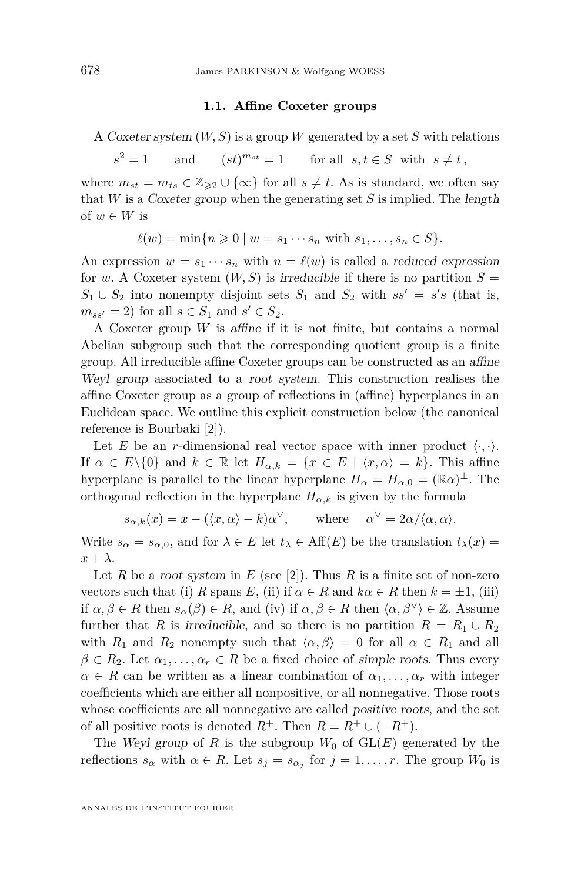### 1.1. Affine Coxeter groups

A *Coxeter system* $(W,S)$ is a group $W$ generated by a set $S$ with relations

$$s^2 = 1 \qquad \text{and} \qquad (st)^{m_{st}} = 1 \qquad \text{for all } \ s,t \in S \ \text{ with } \ s \neq t\,,$$

where $m_{st} = m_{ts} \in \mathbb{Z}_{\geqslant 2} \cup \{\infty\}$ for all $s \neq t$. As is standard, we often say that $W$ is a *Coxeter group* when the generating set $S$ is implied. The *length* of $w \in W$ is

$$\ell(w) = \min\{n \geqslant 0 \mid w = s_1 \cdots s_n \text{ with } s_1, \ldots, s_n \in S\}.$$

An expression $w = s_1 \cdots s_n$ with $n = \ell(w)$ is called a *reduced expression* for $w$. A Coxeter system $(W,S)$ is *irreducible* if there is no partition $S = S_1 \cup S_2$ into nonempty disjoint sets $S_1$ and $S_2$ with $ss' = s's$ (that is, $m_{ss'} = 2$) for all $s \in S_1$ and $s' \in S_2$.

A Coxeter group $W$ is *affine* if it is not finite, but contains a normal Abelian subgroup such that the corresponding quotient group is a finite group. All irreducible affine Coxeter groups can be constructed as an *affine Weyl group* associated to a *root system*. This construction realises the affine Coxeter group as a group of reflections in (affine) hyperplanes in an Euclidean space. We outline this explicit construction below (the canonical reference is Bourbaki [2]).

Let $E$ be an $r$-dimensional real vector space with inner product $\langle \cdot, \cdot \rangle$. If $\alpha \in E\backslash\{0\}$ and $k \in \mathbb{R}$ let $H_{\alpha,k} = \{x \in E \mid \langle x, \alpha \rangle = k\}$. This affine hyperplane is parallel to the linear hyperplane $H_\alpha = H_{\alpha,0} = (\mathbb{R}\alpha)^\perp$. The orthogonal reflection in the hyperplane $H_{\alpha,k}$ is given by the formula

$$s_{\alpha,k}(x) = x - (\langle x, \alpha \rangle - k)\alpha^\vee, \qquad \text{where} \quad \alpha^\vee = 2\alpha/\langle \alpha, \alpha \rangle.$$

Write $s_\alpha = s_{\alpha,0}$, and for $\lambda \in E$ let $t_\lambda \in \mathrm{Aff}(E)$ be the translation $t_\lambda(x) = x + \lambda$.

Let $R$ be a *root system* in $E$ (see [2]). Thus $R$ is a finite set of non-zero vectors such that (i) $R$ spans $E$, (ii) if $\alpha \in R$ and $k\alpha \in R$ then $k = \pm 1$, (iii) if $\alpha, \beta \in R$ then $s_\alpha(\beta) \in R$, and (iv) if $\alpha, \beta \in R$ then $\langle \alpha, \beta^\vee \rangle \in \mathbb{Z}$. Assume further that $R$ is *irreducible*, and so there is no partition $R = R_1 \cup R_2$ with $R_1$ and $R_2$ nonempty such that $\langle \alpha, \beta \rangle = 0$ for all $\alpha \in R_1$ and all $\beta \in R_2$. Let $\alpha_1, \ldots, \alpha_r \in R$ be a fixed choice of *simple roots*. Thus every $\alpha \in R$ can be written as a linear combination of $\alpha_1, \ldots, \alpha_r$ with integer coefficients which are either all nonpositive, or all nonnegative. Those roots whose coefficients are all nonnegative are called *positive roots*, and the set of all positive roots is denoted $R^+$. Then $R = R^+ \cup (-R^+)$.

The *Weyl group* of $R$ is the subgroup $W_0$ of $\mathrm{GL}(E)$ generated by the reflections $s_\alpha$ with $\alpha \in R$. Let $s_j = s_{\alpha_j}$ for $j = 1, \ldots, r$. The group $W_0$ is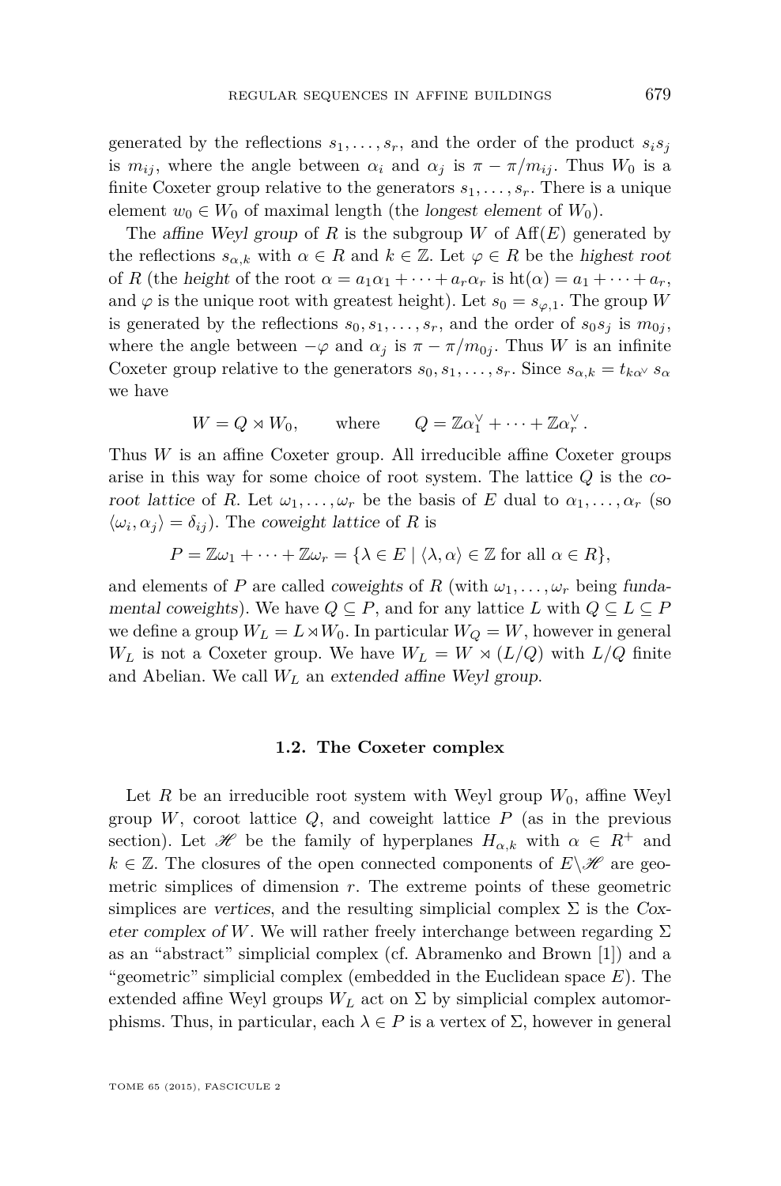generated by the reflections $s_1, \ldots, s_r$, and the order of the product $s_i s_j$ is $m_{ij}$, where the angle between $\alpha_i$ and $\alpha_j$ is $\pi - \pi/m_{ij}$. Thus $W_0$ is a finite Coxeter group relative to the generators $s_1, \ldots, s_r$. There is a unique element $w_0 \in W_0$ of maximal length (the *longest element* of $W_0$).

The *affine Weyl group* of $R$ is the subgroup $W$ of $\mathrm{Aff}(E)$ generated by the reflections $s_{\alpha,k}$ with $\alpha \in R$ and $k \in \mathbb{Z}$. Let $\varphi \in R$ be the *highest root* of $R$ (the *height* of the root $\alpha = a_1\alpha_1 + \cdots + a_r\alpha_r$ is $\mathrm{ht}(\alpha) = a_1 + \cdots + a_r$, and $\varphi$ is the unique root with greatest height). Let $s_0 = s_{\varphi,1}$. The group $W$ is generated by the reflections $s_0, s_1, \ldots, s_r$, and the order of $s_0 s_j$ is $m_{0j}$, where the angle between $-\varphi$ and $\alpha_j$ is $\pi - \pi/m_{0j}$. Thus $W$ is an infinite Coxeter group relative to the generators $s_0, s_1, \ldots, s_r$. Since $s_{\alpha,k} = t_{k\alpha^\vee} s_\alpha$ we have

$$W = Q \rtimes W_0, \qquad \text{where} \qquad Q = \mathbb{Z}\alpha_1^\vee + \cdots + \mathbb{Z}\alpha_r^\vee .$$

Thus $W$ is an affine Coxeter group. All irreducible affine Coxeter groups arise in this way for some choice of root system. The lattice $Q$ is the *coroot lattice* of $R$. Let $\omega_1, \ldots, \omega_r$ be the basis of $E$ dual to $\alpha_1, \ldots, \alpha_r$ (so $\langle \omega_i, \alpha_j \rangle = \delta_{ij}$). The *coweight lattice* of $R$ is

$$P = \mathbb{Z}\omega_1 + \cdots + \mathbb{Z}\omega_r = \{\lambda \in E \mid \langle \lambda, \alpha \rangle \in \mathbb{Z} \text{ for all } \alpha \in R\},$$

and elements of $P$ are called *coweights* of $R$ (with $\omega_1, \ldots, \omega_r$ being *fundamental coweights*). We have $Q \subseteq P$, and for any lattice $L$ with $Q \subseteq L \subseteq P$ we define a group $W_L = L \rtimes W_0$. In particular $W_Q = W$, however in general $W_L$ is not a Coxeter group. We have $W_L = W \rtimes (L/Q)$ with $L/Q$ finite and Abelian. We call $W_L$ an *extended affine Weyl group*.

### 1.2. The Coxeter complex

Let $R$ be an irreducible root system with Weyl group $W_0$, affine Weyl group $W$, coroot lattice $Q$, and coweight lattice $P$ (as in the previous section). Let $\mathscr{H}$ be the family of hyperplanes $H_{\alpha,k}$ with $\alpha \in R^+$ and $k \in \mathbb{Z}$. The closures of the open connected components of $E \backslash \mathscr{H}$ are geometric simplices of dimension $r$. The extreme points of these geometric simplices are *vertices*, and the resulting simplicial complex $\Sigma$ is the *Coxeter complex of $W$*. We will rather freely interchange between regarding $\Sigma$ as an "abstract" simplicial complex (cf. Abramenko and Brown [1]) and a "geometric" simplicial complex (embedded in the Euclidean space $E$). The extended affine Weyl groups $W_L$ act on $\Sigma$ by simplicial complex automorphisms. Thus, in particular, each $\lambda \in P$ is a vertex of $\Sigma$, however in general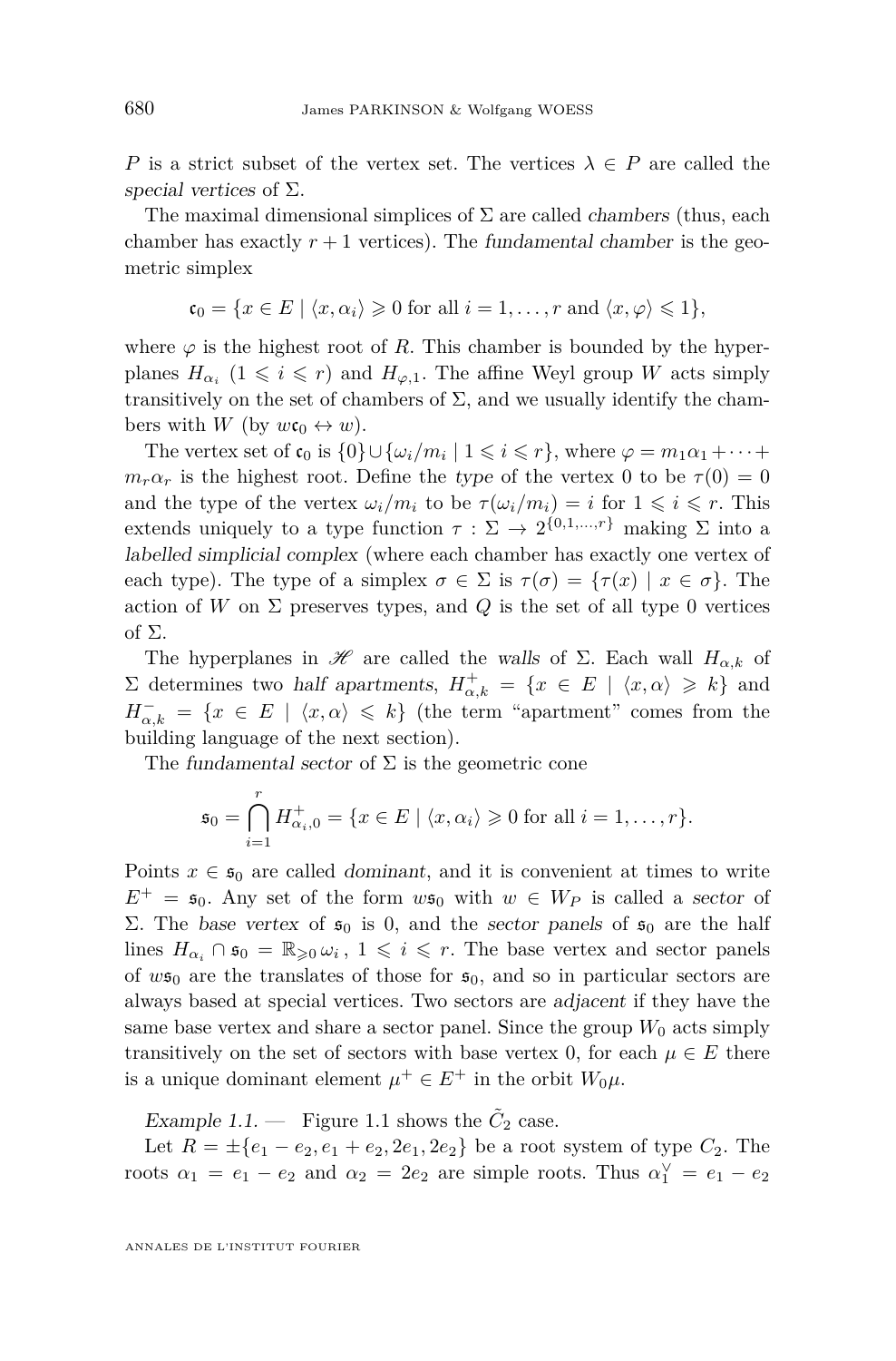$P$ is a strict subset of the vertex set. The vertices $\lambda \in P$ are called the *special vertices* of $\Sigma$.

The maximal dimensional simplices of $\Sigma$ are called *chambers* (thus, each chamber has exactly $r+1$ vertices). The *fundamental chamber* is the geometric simplex

$$\mathfrak{c}_0 = \{x \in E \mid \langle x, \alpha_i\rangle \geqslant 0 \text{ for all } i = 1, \dots, r \text{ and } \langle x, \varphi\rangle \leqslant 1\},$$

where $\varphi$ is the highest root of $R$. This chamber is bounded by the hyperplanes $H_{\alpha_i}$ ($1 \leqslant i \leqslant r$) and $H_{\varphi,1}$. The affine Weyl group $W$ acts simply transitively on the set of chambers of $\Sigma$, and we usually identify the chambers with $W$ (by $w\mathfrak{c}_0 \leftrightarrow w$).

The vertex set of $\mathfrak{c}_0$ is $\{0\} \cup \{\omega_i/m_i \mid 1 \leqslant i \leqslant r\}$, where $\varphi = m_1\alpha_1 + \cdots + m_r\alpha_r$ is the highest root. Define the *type* of the vertex 0 to be $\tau(0) = 0$ and the type of the vertex $\omega_i/m_i$ to be $\tau(\omega_i/m_i) = i$ for $1 \leqslant i \leqslant r$. This extends uniquely to a type function $\tau : \Sigma \to 2^{\{0,1,\dots,r\}}$ making $\Sigma$ into a *labelled simplicial complex* (where each chamber has exactly one vertex of each type). The type of a simplex $\sigma \in \Sigma$ is $\tau(\sigma) = \{\tau(x) \mid x \in \sigma\}$. The action of $W$ on $\Sigma$ preserves types, and $Q$ is the set of all type 0 vertices of $\Sigma$.

The hyperplanes in $\mathscr{H}$ are called the *walls* of $\Sigma$. Each wall $H_{\alpha,k}$ of $\Sigma$ determines two *half apartments*, $H^+_{\alpha,k} = \{x \in E \mid \langle x, \alpha\rangle \geqslant k\}$ and $H^-_{\alpha,k} = \{x \in E \mid \langle x, \alpha\rangle \leqslant k\}$ (the term "apartment" comes from the building language of the next section).

The *fundamental sector* of $\Sigma$ is the geometric cone

$$\mathfrak{s}_0 = \bigcap_{i=1}^{r} H^+_{\alpha_i,0} = \{x \in E \mid \langle x, \alpha_i\rangle \geqslant 0 \text{ for all } i = 1, \dots, r\}.$$

Points $x \in \mathfrak{s}_0$ are called *dominant*, and it is convenient at times to write $E^+ = \mathfrak{s}_0$. Any set of the form $w\mathfrak{s}_0$ with $w \in W_P$ is called a *sector* of $\Sigma$. The *base vertex* of $\mathfrak{s}_0$ is 0, and the *sector panels* of $\mathfrak{s}_0$ are the half lines $H_{\alpha_i} \cap \mathfrak{s}_0 = \mathbb{R}_{\geqslant 0}\,\omega_i$, $1 \leqslant i \leqslant r$. The base vertex and sector panels of $w\mathfrak{s}_0$ are the translates of those for $\mathfrak{s}_0$, and so in particular sectors are always based at special vertices. Two sectors are *adjacent* if they have the same base vertex and share a sector panel. Since the group $W_0$ acts simply transitively on the set of sectors with base vertex 0, for each $\mu \in E$ there is a unique dominant element $\mu^+ \in E^+$ in the orbit $W_0\mu$.

*Example 1.1.* — Figure 1.1 shows the $\tilde{C}_2$ case.

Let $R = \pm\{e_1 - e_2, e_1 + e_2, 2e_1, 2e_2\}$ be a root system of type $C_2$. The roots $\alpha_1 = e_1 - e_2$ and $\alpha_2 = 2e_2$ are simple roots. Thus $\alpha_1^\vee = e_1 - e_2$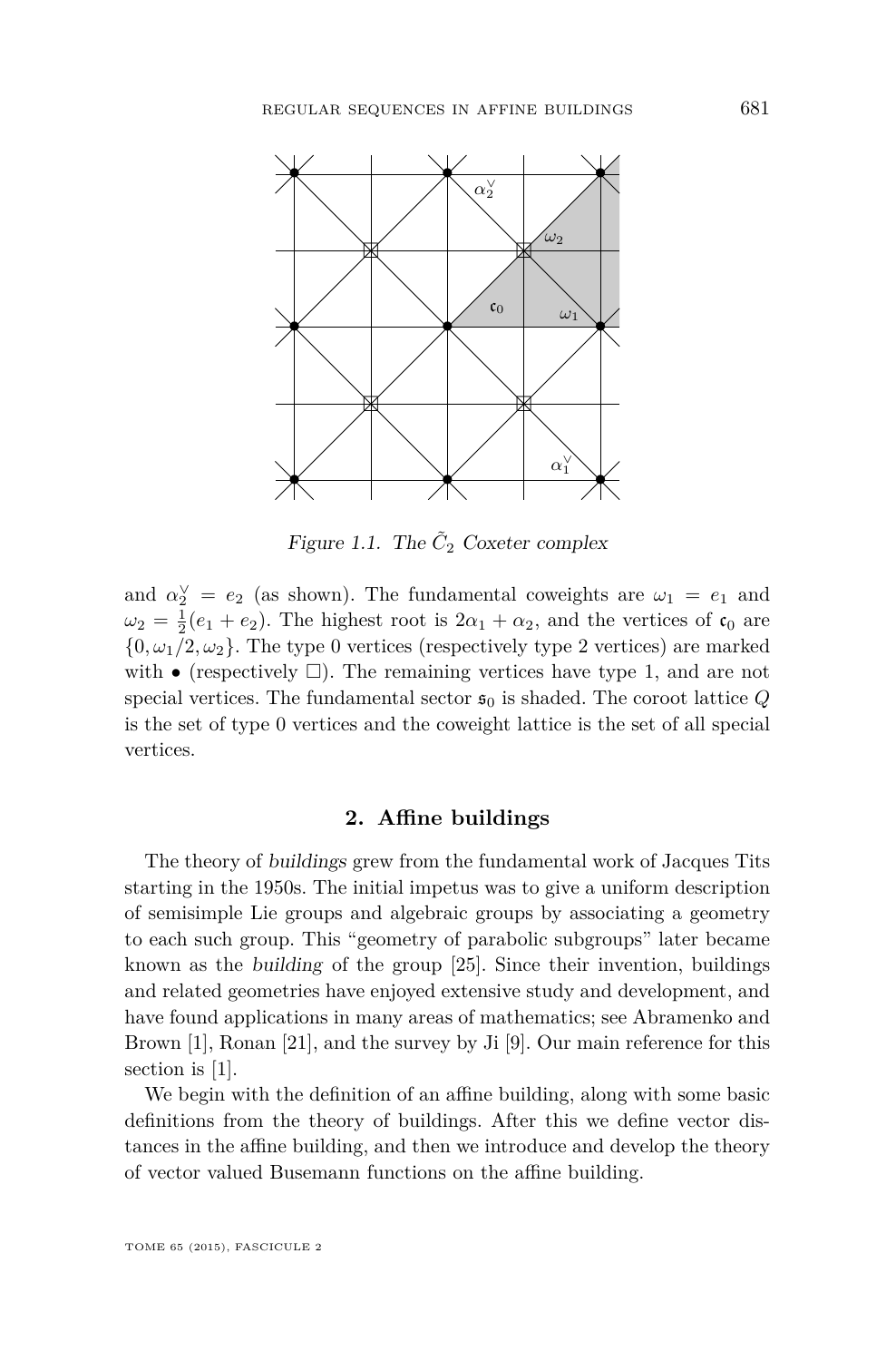Figure 1.1. The $\tilde{C}_2$ Coxeter complex

and $\alpha_2^\vee = e_2$ (as shown). The fundamental coweights are $\omega_1 = e_1$ and $\omega_2 = \frac{1}{2}(e_1 + e_2)$. The highest root is $2\alpha_1 + \alpha_2$, and the vertices of $\mathfrak{c}_0$ are $\{0, \omega_1/2, \omega_2\}$. The type 0 vertices (respectively type 2 vertices) are marked with $\bullet$ (respectively $\boxtimes$). The remaining vertices have type 1, and are not special vertices. The fundamental sector $\mathfrak{s}_0$ is shaded. The coroot lattice $Q$ is the set of type 0 vertices and the coweight lattice is the set of all special vertices.

## 2. Affine buildings

The theory of *buildings* grew from the fundamental work of Jacques Tits starting in the 1950s. The initial impetus was to give a uniform description of semisimple Lie groups and algebraic groups by associating a geometry to each such group. This "geometry of parabolic subgroups" later became known as the *building* of the group [25]. Since their invention, buildings and related geometries have enjoyed extensive study and development, and have found applications in many areas of mathematics; see Abramenko and Brown [1], Ronan [21], and the survey by Ji [9]. Our main reference for this section is [1].

We begin with the definition of an affine building, along with some basic definitions from the theory of buildings. After this we define vector distances in the affine building, and then we introduce and develop the theory of vector valued Busemann functions on the affine building.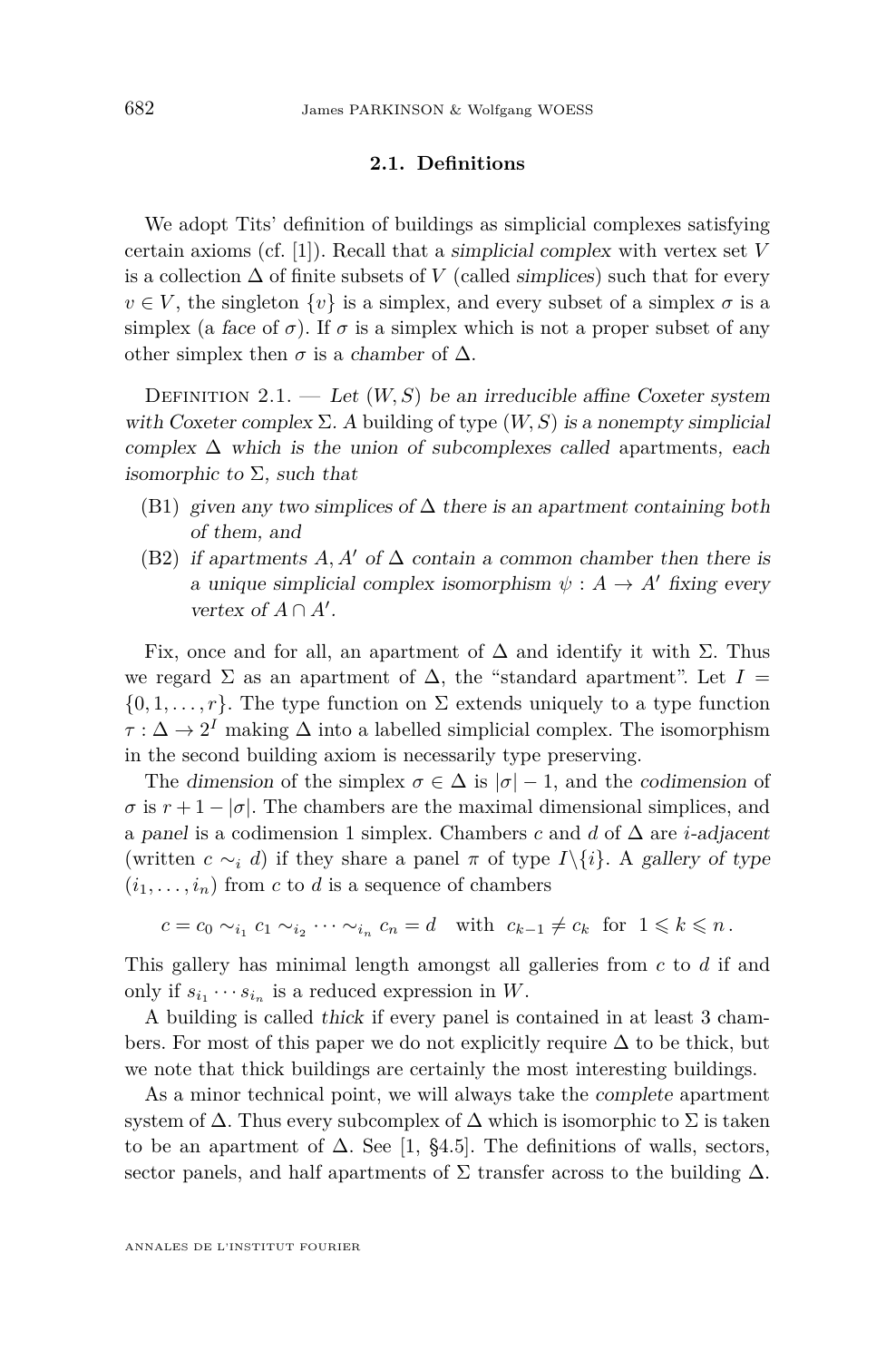### 2.1. Definitions

We adopt Tits' definition of buildings as simplicial complexes satisfying certain axioms (cf. [1]). Recall that a *simplicial complex* with vertex set $V$ is a collection $\Delta$ of finite subsets of $V$ (called *simplices*) such that for every $v \in V$, the singleton $\{v\}$ is a simplex, and every subset of a simplex $\sigma$ is a simplex (a *face* of $\sigma$). If $\sigma$ is a simplex which is not a proper subset of any other simplex then $\sigma$ is a *chamber* of $\Delta$.

Definition 2.1. — *Let $(W, S)$ be an irreducible affine Coxeter system with Coxeter complex $\Sigma$. A* building of type $(W, S)$ *is a nonempty simplicial complex $\Delta$ which is the union of subcomplexes called* apartments*, each isomorphic to $\Sigma$, such that*

- (B1) *given any two simplices of $\Delta$ there is an apartment containing both of them, and*
- (B2) *if apartments $A, A'$ of $\Delta$ contain a common chamber then there is a unique simplicial complex isomorphism $\psi : A \to A'$ fixing every vertex of $A \cap A'$.*

Fix, once and for all, an apartment of $\Delta$ and identify it with $\Sigma$. Thus we regard $\Sigma$ as an apartment of $\Delta$, the "standard apartment". Let $I = \{0, 1, \ldots, r\}$. The type function on $\Sigma$ extends uniquely to a type function $\tau : \Delta \to 2^I$ making $\Delta$ into a labelled simplicial complex. The isomorphism in the second building axiom is necessarily type preserving.

The *dimension* of the simplex $\sigma \in \Delta$ is $|\sigma| - 1$, and the *codimension* of $\sigma$ is $r + 1 - |\sigma|$. The chambers are the maximal dimensional simplices, and a *panel* is a codimension 1 simplex. Chambers $c$ and $d$ of $\Delta$ are *$i$-adjacent* (written $c \sim_i d$) if they share a panel $\pi$ of type $I \backslash \{i\}$. A *gallery of type* $(i_1, \ldots, i_n)$ from $c$ to $d$ is a sequence of chambers

$$c = c_0 \sim_{i_1} c_1 \sim_{i_2} \cdots \sim_{i_n} c_n = d \quad \text{with} \;\; c_{k-1} \neq c_k \;\; \text{for} \;\; 1 \leqslant k \leqslant n \, .$$

This gallery has minimal length amongst all galleries from $c$ to $d$ if and only if $s_{i_1} \cdots s_{i_n}$ is a reduced expression in $W$.

A building is called *thick* if every panel is contained in at least 3 chambers. For most of this paper we do not explicitly require $\Delta$ to be thick, but we note that thick buildings are certainly the most interesting buildings.

As a minor technical point, we will always take the *complete* apartment system of $\Delta$. Thus every subcomplex of $\Delta$ which is isomorphic to $\Sigma$ is taken to be an apartment of $\Delta$. See [1, §4.5]. The definitions of walls, sectors, sector panels, and half apartments of $\Sigma$ transfer across to the building $\Delta$.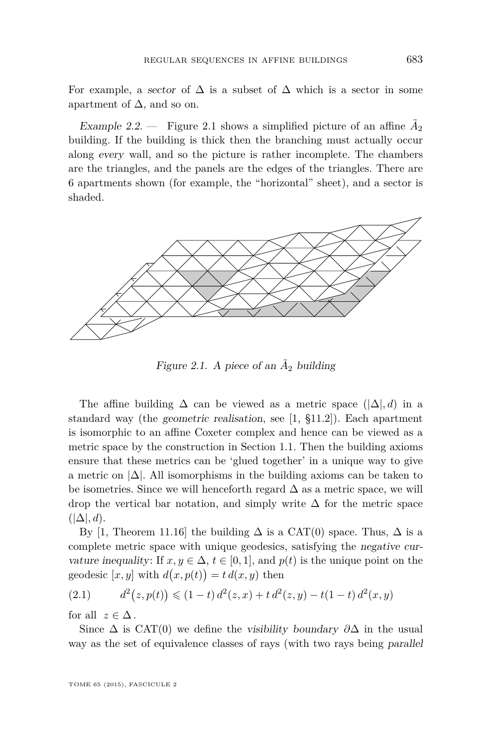For example, a *sector* of $\Delta$ is a subset of $\Delta$ which is a sector in some apartment of $\Delta$, and so on.

*Example 2.2.* — Figure 2.1 shows a simplified picture of an affine $\tilde{A}_2$ building. If the building is thick then the branching must actually occur along *every* wall, and so the picture is rather incomplete. The chambers are the triangles, and the panels are the edges of the triangles. There are 6 apartments shown (for example, the "horizontal" sheet), and a sector is shaded.

*Figure 2.1. A piece of an $\tilde{A}_2$ building*

The affine building $\Delta$ can be viewed as a metric space $(|\Delta|, d)$ in a standard way (the *geometric realisation*, see [1, §11.2]). Each apartment is isomorphic to an affine Coxeter complex and hence can be viewed as a metric space by the construction in Section 1.1. Then the building axioms ensure that these metrics can be 'glued together' in a unique way to give a metric on $|\Delta|$. All isomorphisms in the building axioms can be taken to be isometries. Since we will henceforth regard $\Delta$ as a metric space, we will drop the vertical bar notation, and simply write $\Delta$ for the metric space $(|\Delta|, d)$.

By [1, Theorem 11.16] the building $\Delta$ is a CAT(0) space. Thus, $\Delta$ is a complete metric space with unique geodesics, satisfying the *negative curvature inequality*: If $x, y \in \Delta$, $t \in [0, 1]$, and $p(t)$ is the unique point on the geodesic $[x, y]$ with $d\big(x, p(t)\big) = t\, d(x, y)$ then

$$d^2\big(z, p(t)\big) \leqslant (1-t)\, d^2(z, x) + t\, d^2(z, y) - t(1-t)\, d^2(x, y) \tag{2.1}$$

for all $z \in \Delta$.

Since $\Delta$ is CAT(0) we define the *visibility boundary* $\partial\Delta$ in the usual way as the set of equivalence classes of rays (with two rays being *parallel*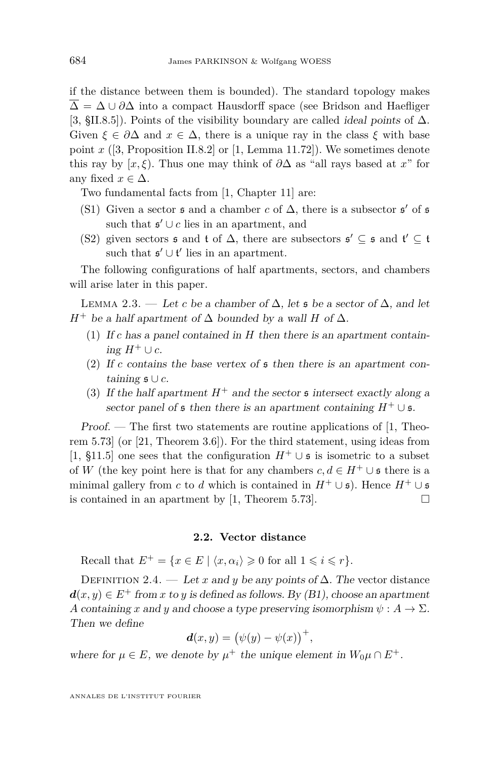if the distance between them is bounded). The standard topology makes $\overline{\Delta} = \Delta \cup \partial\Delta$ into a compact Hausdorff space (see Bridson and Haefliger [3, §II.8.5]). Points of the visibility boundary are called *ideal points* of $\Delta$. Given $\xi \in \partial\Delta$ and $x \in \Delta$, there is a unique ray in the class $\xi$ with base point $x$ ([3, Proposition II.8.2] or [1, Lemma 11.72]). We sometimes denote this ray by $[x, \xi)$. Thus one may think of $\partial\Delta$ as "all rays based at $x$" for any fixed $x \in \Delta$.

Two fundamental facts from [1, Chapter 11] are:

- (S1) Given a sector $\mathfrak{s}$ and a chamber $c$ of $\Delta$, there is a subsector $\mathfrak{s}'$ of $\mathfrak{s}$ such that $\mathfrak{s}' \cup c$ lies in an apartment, and
- (S2) given sectors $\mathfrak{s}$ and $\mathfrak{t}$ of $\Delta$, there are subsectors $\mathfrak{s}' \subseteq \mathfrak{s}$ and $\mathfrak{t}' \subseteq \mathfrak{t}$ such that $\mathfrak{s}' \cup \mathfrak{t}'$ lies in an apartment.

The following configurations of half apartments, sectors, and chambers will arise later in this paper.

Lemma 2.3. — *Let $c$ be a chamber of $\Delta$, let $\mathfrak{s}$ be a sector of $\Delta$, and let $H^+$ be a half apartment of $\Delta$ bounded by a wall $H$ of $\Delta$.*

1. *If $c$ has a panel contained in $H$ then there is an apartment containing $H^+ \cup c$.*
2. *If $c$ contains the base vertex of $\mathfrak{s}$ then there is an apartment containing $\mathfrak{s} \cup c$.*
3. *If the half apartment $H^+$ and the sector $\mathfrak{s}$ intersect exactly along a sector panel of $\mathfrak{s}$ then there is an apartment containing $H^+ \cup \mathfrak{s}$.*

*Proof.* — The first two statements are routine applications of [1, Theorem 5.73] (or [21, Theorem 3.6]). For the third statement, using ideas from [1, §11.5] one sees that the configuration $H^+ \cup \mathfrak{s}$ is isometric to a subset of $W$ (the key point here is that for any chambers $c, d \in H^+ \cup \mathfrak{s}$ there is a minimal gallery from $c$ to $d$ which is contained in $H^+ \cup \mathfrak{s}$). Hence $H^+ \cup \mathfrak{s}$ is contained in an apartment by [1, Theorem 5.73]. □

### 2.2. Vector distance

Recall that $E^+ = \{x \in E \mid \langle x, \alpha_i \rangle \geqslant 0 \text{ for all } 1 \leqslant i \leqslant r\}$.

Definition 2.4. — *Let $x$ and $y$ be any points of $\Delta$. The* vector distance *$\boldsymbol{d}(x, y) \in E^+$ from $x$ to $y$ is defined as follows. By (B1), choose an apartment $A$ containing $x$ and $y$ and choose a type preserving isomorphism $\psi : A \to \Sigma$. Then we define*

$$\boldsymbol{d}(x, y) = \big(\psi(y) - \psi(x)\big)^+,$$

*where for $\mu \in E$, we denote by $\mu^+$ the unique element in $W_0\mu \cap E^+$.*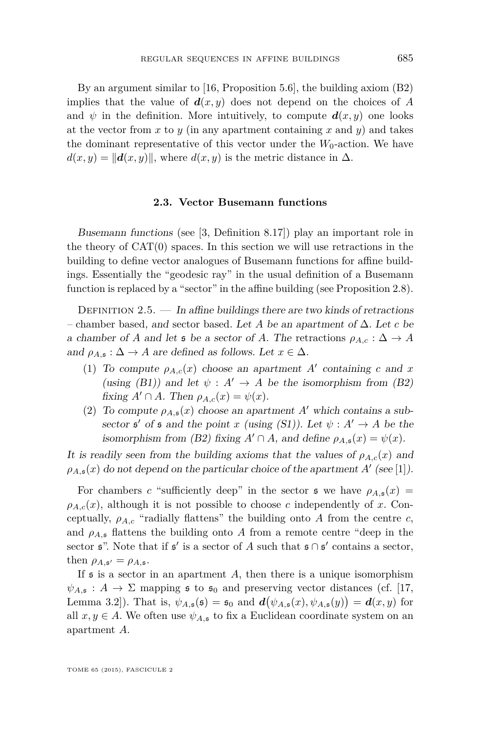By an argument similar to [16, Proposition 5.6], the building axiom (B2) implies that the value of $\boldsymbol{d}(x,y)$ does not depend on the choices of $A$ and $\psi$ in the definition. More intuitively, to compute $\boldsymbol{d}(x,y)$ one looks at the vector from $x$ to $y$ (in any apartment containing $x$ and $y$) and takes the dominant representative of this vector under the $W_0$-action. We have $d(x,y) = \|\boldsymbol{d}(x,y)\|$, where $d(x,y)$ is the metric distance in $\Delta$.

### 2.3. Vector Busemann functions

*Busemann functions* (see [3, Definition 8.17]) play an important role in the theory of CAT(0) spaces. In this section we will use retractions in the building to define vector analogues of Busemann functions for affine buildings. Essentially the "geodesic ray" in the usual definition of a Busemann function is replaced by a "sector" in the affine building (see Proposition 2.8).

Definition 2.5. — *In affine buildings there are two kinds of retractions – chamber based, and sector based. Let $A$ be an apartment of $\Delta$. Let $c$ be a chamber of $A$ and let $\mathfrak{s}$ be a sector of $A$. The retractions $\rho_{A,c} : \Delta \to A$ and $\rho_{A,\mathfrak{s}} : \Delta \to A$ are defined as follows. Let $x \in \Delta$.*

1. *To compute $\rho_{A,c}(x)$ choose an apartment $A'$ containing $c$ and $x$ (using (B1)) and let $\psi : A' \to A$ be the isomorphism from (B2) fixing $A' \cap A$. Then $\rho_{A,c}(x) = \psi(x)$.*
2. *To compute $\rho_{A,\mathfrak{s}}(x)$ choose an apartment $A'$ which contains a subsector $\mathfrak{s}'$ of $\mathfrak{s}$ and the point $x$ (using (S1)). Let $\psi : A' \to A$ be the isomorphism from (B2) fixing $A' \cap A$, and define $\rho_{A,\mathfrak{s}}(x) = \psi(x)$.*

*It is readily seen from the building axioms that the values of $\rho_{A,c}(x)$ and $\rho_{A,\mathfrak{s}}(x)$ do not depend on the particular choice of the apartment $A'$ (see [1]).*

For chambers $c$ "sufficiently deep" in the sector $\mathfrak{s}$ we have $\rho_{A,\mathfrak{s}}(x) = \rho_{A,c}(x)$, although it is not possible to choose $c$ independently of $x$. Conceptually, $\rho_{A,c}$ "radially flattens" the building onto $A$ from the centre $c$, and $\rho_{A,\mathfrak{s}}$ flattens the building onto $A$ from a remote centre "deep in the sector $\mathfrak{s}$". Note that if $\mathfrak{s}'$ is a sector of $A$ such that $\mathfrak{s} \cap \mathfrak{s}'$ contains a sector, then $\rho_{A,\mathfrak{s}'} = \rho_{A,\mathfrak{s}}$.

If $\mathfrak{s}$ is a sector in an apartment $A$, then there is a unique isomorphism $\psi_{A,\mathfrak{s}} : A \to \Sigma$ mapping $\mathfrak{s}$ to $\mathfrak{s}_0$ and preserving vector distances (cf. [17, Lemma 3.2]). That is, $\psi_{A,\mathfrak{s}}(\mathfrak{s}) = \mathfrak{s}_0$ and $\boldsymbol{d}\big(\psi_{A,\mathfrak{s}}(x), \psi_{A,\mathfrak{s}}(y)\big) = \boldsymbol{d}(x,y)$ for all $x, y \in A$. We often use $\psi_{A,\mathfrak{s}}$ to fix a Euclidean coordinate system on an apartment $A$.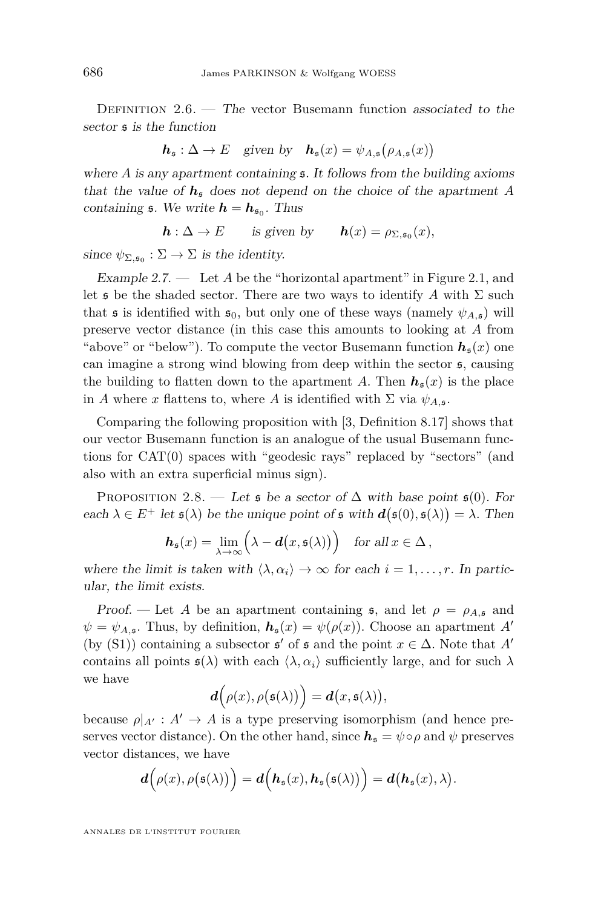Definition 2.6. — *The* vector Busemann function *associated to the sector* $\mathfrak{s}$ *is the function*

$$\boldsymbol{h}_{\mathfrak{s}} : \Delta \to E \quad \text{given by} \quad \boldsymbol{h}_{\mathfrak{s}}(x) = \psi_{A,\mathfrak{s}}\big(\rho_{A,\mathfrak{s}}(x)\big)$$

*where $A$ is any apartment containing $\mathfrak{s}$. It follows from the building axioms that the value of $\boldsymbol{h}_{\mathfrak{s}}$ does not depend on the choice of the apartment $A$ containing $\mathfrak{s}$. We write $\boldsymbol{h} = \boldsymbol{h}_{\mathfrak{s}_0}$. Thus*

$$\boldsymbol{h} : \Delta \to E \qquad \text{is given by} \qquad \boldsymbol{h}(x) = \rho_{\Sigma,\mathfrak{s}_0}(x),$$

*since $\psi_{\Sigma,\mathfrak{s}_0} : \Sigma \to \Sigma$ is the identity.*

*Example 2.7.* — Let $A$ be the "horizontal apartment" in Figure 2.1, and let $\mathfrak{s}$ be the shaded sector. There are two ways to identify $A$ with $\Sigma$ such that $\mathfrak{s}$ is identified with $\mathfrak{s}_0$, but only one of these ways (namely $\psi_{A,\mathfrak{s}}$) will preserve vector distance (in this case this amounts to looking at $A$ from "above" or "below"). To compute the vector Busemann function $\boldsymbol{h}_{\mathfrak{s}}(x)$ one can imagine a strong wind blowing from deep within the sector $\mathfrak{s}$, causing the building to flatten down to the apartment $A$. Then $\boldsymbol{h}_{\mathfrak{s}}(x)$ is the place in $A$ where $x$ flattens to, where $A$ is identified with $\Sigma$ via $\psi_{A,\mathfrak{s}}$.

Comparing the following proposition with [3, Definition 8.17] shows that our vector Busemann function is an analogue of the usual Busemann functions for CAT(0) spaces with "geodesic rays" replaced by "sectors" (and also with an extra superficial minus sign).

Proposition 2.8. — *Let $\mathfrak{s}$ be a sector of $\Delta$ with base point $\mathfrak{s}(0)$. For each $\lambda \in E^+$ let $\mathfrak{s}(\lambda)$ be the unique point of $\mathfrak{s}$ with $\boldsymbol{d}\big(\mathfrak{s}(0), \mathfrak{s}(\lambda)\big) = \lambda$. Then*

$$\boldsymbol{h}_{\mathfrak{s}}(x) = \lim_{\lambda \to \infty} \Big(\lambda - \boldsymbol{d}\big(x, \mathfrak{s}(\lambda)\big)\Big) \quad \text{for all } x \in \Delta\,,$$

*where the limit is taken with $\langle \lambda, \alpha_i \rangle \to \infty$ for each $i = 1, \ldots, r$. In particular, the limit exists.*

*Proof.* — Let $A$ be an apartment containing $\mathfrak{s}$, and let $\rho = \rho_{A,\mathfrak{s}}$ and $\psi = \psi_{A,\mathfrak{s}}$. Thus, by definition, $\boldsymbol{h}_{\mathfrak{s}}(x) = \psi(\rho(x))$. Choose an apartment $A'$ (by (S1)) containing a subsector $\mathfrak{s}'$ of $\mathfrak{s}$ and the point $x \in \Delta$. Note that $A'$ contains all points $\mathfrak{s}(\lambda)$ with each $\langle \lambda, \alpha_i \rangle$ sufficiently large, and for such $\lambda$ we have

$$\boldsymbol{d}\Big(\rho(x), \rho\big(\mathfrak{s}(\lambda)\big)\Big) = \boldsymbol{d}\big(x, \mathfrak{s}(\lambda)\big),$$

because $\rho|_{A'} : A' \to A$ is a type preserving isomorphism (and hence preserves vector distance). On the other hand, since $\boldsymbol{h}_{\mathfrak{s}} = \psi \circ \rho$ and $\psi$ preserves vector distances, we have

$$\boldsymbol{d}\Big(\rho(x), \rho\big(\mathfrak{s}(\lambda)\big)\Big) = \boldsymbol{d}\Big(\boldsymbol{h}_{\mathfrak{s}}(x), \boldsymbol{h}_{\mathfrak{s}}\big(\mathfrak{s}(\lambda)\big)\Big) = \boldsymbol{d}\big(\boldsymbol{h}_{\mathfrak{s}}(x), \lambda\big).$$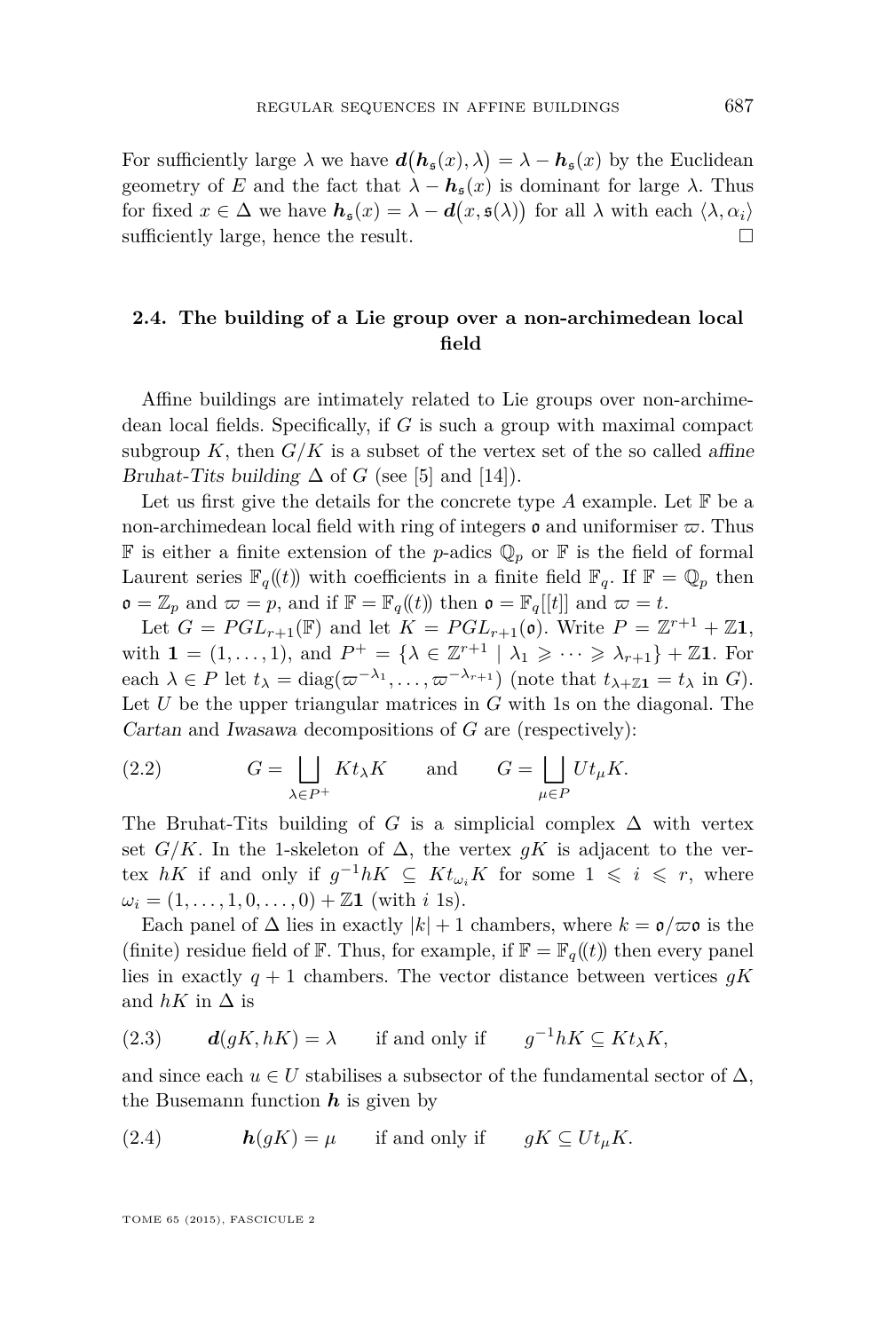For sufficiently large $\lambda$ we have $\boldsymbol{d}\big(\boldsymbol{h}_{\mathfrak{s}}(x),\lambda\big)=\lambda-\boldsymbol{h}_{\mathfrak{s}}(x)$ by the Euclidean geometry of $E$ and the fact that $\lambda-\boldsymbol{h}_{\mathfrak{s}}(x)$ is dominant for large $\lambda$. Thus for fixed $x\in\Delta$ we have $\boldsymbol{h}_{\mathfrak{s}}(x)=\lambda-\boldsymbol{d}\big(x,\mathfrak{s}(\lambda)\big)$ for all $\lambda$ with each $\langle\lambda,\alpha_i\rangle$ sufficiently large, hence the result. □

### 2.4. The building of a Lie group over a non-archimedean local field

Affine buildings are intimately related to Lie groups over non-archimedean local fields. Specifically, if $G$ is such a group with maximal compact subgroup $K$, then $G/K$ is a subset of the vertex set of the so called *affine Bruhat-Tits building* $\Delta$ of $G$ (see [5] and [14]).

Let us first give the details for the concrete type $A$ example. Let $\mathbb{F}$ be a non-archimedean local field with ring of integers $\mathfrak{o}$ and uniformiser $\varpi$. Thus $\mathbb{F}$ is either a finite extension of the $p$-adics $\mathbb{Q}_p$ or $\mathbb{F}$ is the field of formal Laurent series $\mathbb{F}_q(\!(t)\!)$ with coefficients in a finite field $\mathbb{F}_q$. If $\mathbb{F}=\mathbb{Q}_p$ then $\mathfrak{o}=\mathbb{Z}_p$ and $\varpi=p$, and if $\mathbb{F}=\mathbb{F}_q(\!(t)\!)$ then $\mathfrak{o}=\mathbb{F}_q[[t]]$ and $\varpi=t$.

Let $G=PGL_{r+1}(\mathbb{F})$ and let $K=PGL_{r+1}(\mathfrak{o})$. Write $P=\mathbb{Z}^{r+1}+\mathbb{Z}\mathbf{1}$, with $\mathbf{1}=(1,\ldots,1)$, and $P^+=\{\lambda\in\mathbb{Z}^{r+1}\mid\lambda_1\geqslant\cdots\geqslant\lambda_{r+1}\}+\mathbb{Z}\mathbf{1}$. For each $\lambda\in P$ let $t_\lambda=\mathrm{diag}(\varpi^{-\lambda_1},\ldots,\varpi^{-\lambda_{r+1}})$ (note that $t_{\lambda+\mathbb{Z}\mathbf{1}}=t_\lambda$ in $G$). Let $U$ be the upper triangular matrices in $G$ with 1s on the diagonal. The *Cartan* and *Iwasawa* decompositions of $G$ are (respectively):

$$G=\bigsqcup_{\lambda\in P^+}Kt_\lambda K\qquad\text{and}\qquad G=\bigsqcup_{\mu\in P}Ut_\mu K. \tag{2.2}$$

The Bruhat-Tits building of $G$ is a simplicial complex $\Delta$ with vertex set $G/K$. In the 1-skeleton of $\Delta$, the vertex $gK$ is adjacent to the vertex $hK$ if and only if $g^{-1}hK\subseteq Kt_{\omega_i}K$ for some $1\leqslant i\leqslant r$, where $\omega_i=(1,\ldots,1,0,\ldots,0)+\mathbb{Z}\mathbf{1}$ (with $i$ 1s).

Each panel of $\Delta$ lies in exactly $|k|+1$ chambers, where $k=\mathfrak{o}/\varpi\mathfrak{o}$ is the (finite) residue field of $\mathbb{F}$. Thus, for example, if $\mathbb{F}=\mathbb{F}_q(\!(t)\!)$ then every panel lies in exactly $q+1$ chambers. The vector distance between vertices $gK$ and $hK$ in $\Delta$ is

$$\boldsymbol{d}(gK,hK)=\lambda\qquad\text{if and only if}\qquad g^{-1}hK\subseteq Kt_\lambda K, \tag{2.3}$$

and since each $u\in U$ stabilises a subsector of the fundamental sector of $\Delta$, the Busemann function $\boldsymbol{h}$ is given by

$$\boldsymbol{h}(gK)=\mu\qquad\text{if and only if}\qquad gK\subseteq Ut_\mu K. \tag{2.4}$$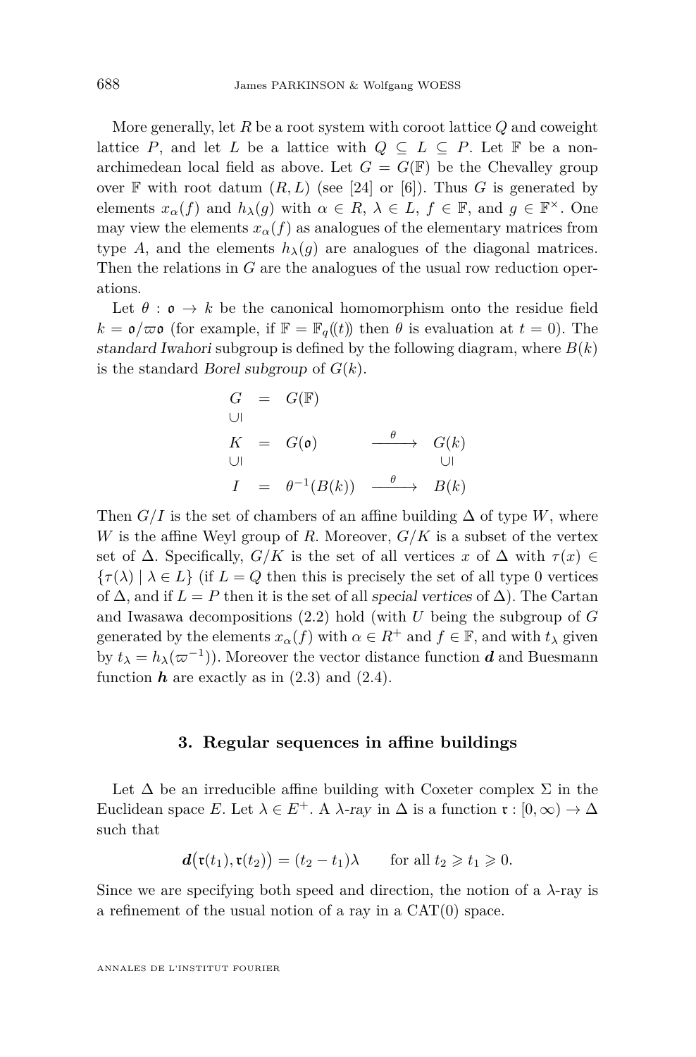More generally, let $R$ be a root system with coroot lattice $Q$ and coweight lattice $P$, and let $L$ be a lattice with $Q \subseteq L \subseteq P$. Let $\mathbb{F}$ be a non-archimedean local field as above. Let $G = G(\mathbb{F})$ be the Chevalley group over $\mathbb{F}$ with root datum $(R, L)$ (see [24] or [6]). Thus $G$ is generated by elements $x_\alpha(f)$ and $h_\lambda(g)$ with $\alpha \in R$, $\lambda \in L$, $f \in \mathbb{F}$, and $g \in \mathbb{F}^\times$. One may view the elements $x_\alpha(f)$ as analogues of the elementary matrices from type $A$, and the elements $h_\lambda(g)$ are analogues of the diagonal matrices. Then the relations in $G$ are the analogues of the usual row reduction operations.

Let $\theta : \mathfrak{o} \to k$ be the canonical homomorphism onto the residue field $k = \mathfrak{o}/\varpi\mathfrak{o}$ (for example, if $\mathbb{F} = \mathbb{F}_q(\!(t)\!)$ then $\theta$ is evaluation at $t = 0$). The *standard Iwahori* subgroup is defined by the following diagram, where $B(k)$ is the standard *Borel subgroup* of $G(k)$.

$$\begin{array}{ccccc}
G & = & G(\mathbb{F}) & & \\
\cup\!\mid & & & & \\
K & = & G(\mathfrak{o}) & \xrightarrow{\ \theta\ } & G(k) \\
\cup\!\mid & & & & \cup\!\mid \\
I & = & \theta^{-1}(B(k)) & \xrightarrow{\ \theta\ } & B(k)
\end{array}$$

Then $G/I$ is the set of chambers of an affine building $\Delta$ of type $W$, where $W$ is the affine Weyl group of $R$. Moreover, $G/K$ is a subset of the vertex set of $\Delta$. Specifically, $G/K$ is the set of all vertices $x$ of $\Delta$ with $\tau(x) \in \{\tau(\lambda) \mid \lambda \in L\}$ (if $L = Q$ then this is precisely the set of all type 0 vertices of $\Delta$, and if $L = P$ then it is the set of all *special vertices* of $\Delta$). The Cartan and Iwasawa decompositions (2.2) hold (with $U$ being the subgroup of $G$ generated by the elements $x_\alpha(f)$ with $\alpha \in R^+$ and $f \in \mathbb{F}$, and with $t_\lambda$ given by $t_\lambda = h_\lambda(\varpi^{-1})$). Moreover the vector distance function $\boldsymbol{d}$ and Buesmann function $\boldsymbol{h}$ are exactly as in (2.3) and (2.4).

## 3. Regular sequences in affine buildings

Let $\Delta$ be an irreducible affine building with Coxeter complex $\Sigma$ in the Euclidean space $E$. Let $\lambda \in E^+$. A *$\lambda$-ray* in $\Delta$ is a function $\mathfrak{r} : [0, \infty) \to \Delta$ such that

$$\boldsymbol{d}\big(\mathfrak{r}(t_1), \mathfrak{r}(t_2)\big) = (t_2 - t_1)\lambda \qquad \text{for all } t_2 \geqslant t_1 \geqslant 0.$$

Since we are specifying both speed and direction, the notion of a $\lambda$-ray is a refinement of the usual notion of a ray in a CAT(0) space.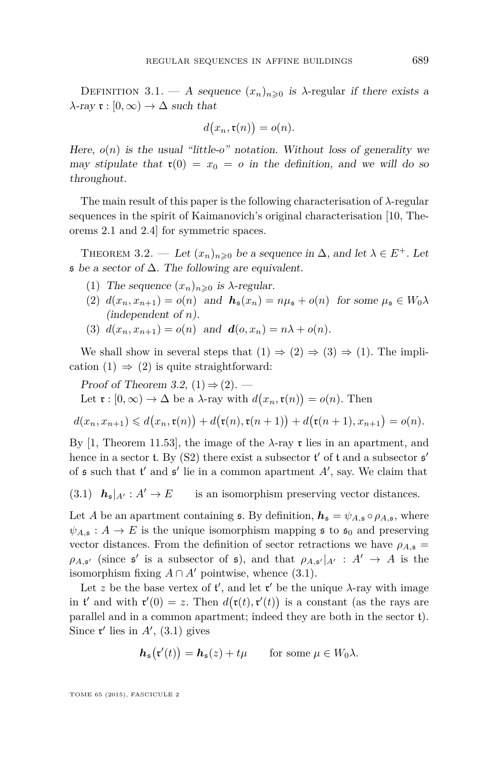Definition 3.1. — *A sequence $(x_n)_{n\geqslant 0}$ is* $\lambda$-regular *if there exists a $\lambda$-ray $\mathfrak{r} : [0,\infty) \to \Delta$ such that*

$$d\big(x_n, \mathfrak{r}(n)\big) = o(n).$$

*Here, $o(n)$ is the usual "little-o" notation. Without loss of generality we may stipulate that $\mathfrak{r}(0) = x_0 = o$ in the definition, and we will do so throughout.*

The main result of this paper is the following characterisation of $\lambda$-regular sequences in the spirit of Kaimanovich's original characterisation [10, Theorems 2.1 and 2.4] for symmetric spaces.

Theorem 3.2. — *Let $(x_n)_{n\geqslant 0}$ be a sequence in $\Delta$, and let $\lambda \in E^+$. Let $\mathfrak{s}$ be a sector of $\Delta$. The following are equivalent.*

1. *The sequence $(x_n)_{n\geqslant 0}$ is $\lambda$-regular.*
2. *$d(x_n, x_{n+1}) = o(n)$ and $\boldsymbol{h}_{\mathfrak{s}}(x_n) = n\mu_{\mathfrak{s}} + o(n)$ for some $\mu_{\mathfrak{s}} \in W_0\lambda$ (independent of $n$).*
3. *$d(x_n, x_{n+1}) = o(n)$ and $\boldsymbol{d}(o, x_n) = n\lambda + o(n)$.*

We shall show in several steps that (1) $\Rightarrow$ (2) $\Rightarrow$ (3) $\Rightarrow$ (1). The implication (1) $\Rightarrow$ (2) is quite straightforward:

*Proof of Theorem 3.2,* (1) $\Rightarrow$ (2). —
Let $\mathfrak{r} : [0,\infty) \to \Delta$ be a $\lambda$-ray with $d\big(x_n, \mathfrak{r}(n)\big) = o(n)$. Then

$$d(x_n, x_{n+1}) \leqslant d\big(x_n, \mathfrak{r}(n)\big) + d\big(\mathfrak{r}(n), \mathfrak{r}(n+1)\big) + d\big(\mathfrak{r}(n+1), x_{n+1}\big) = o(n).$$

By [1, Theorem 11.53], the image of the $\lambda$-ray $\mathfrak{r}$ lies in an apartment, and hence in a sector $\mathfrak{t}$. By (S2) there exist a subsector $\mathfrak{t}'$ of $\mathfrak{t}$ and a subsector $\mathfrak{s}'$ of $\mathfrak{s}$ such that $\mathfrak{t}'$ and $\mathfrak{s}'$ lie in a common apartment $A'$, say. We claim that

$$\boldsymbol{h}_{\mathfrak{s}}|_{A'} : A' \to E \qquad \text{is an isomorphism preserving vector distances.} \tag{3.1}$$

Let $A$ be an apartment containing $\mathfrak{s}$. By definition, $\boldsymbol{h}_{\mathfrak{s}} = \psi_{A,\mathfrak{s}} \circ \rho_{A,\mathfrak{s}}$, where $\psi_{A,\mathfrak{s}} : A \to E$ is the unique isomorphism mapping $\mathfrak{s}$ to $\mathfrak{s}_0$ and preserving vector distances. From the definition of sector retractions we have $\rho_{A,\mathfrak{s}} = \rho_{A,\mathfrak{s}'}$ (since $\mathfrak{s}'$ is a subsector of $\mathfrak{s}$), and that $\rho_{A,\mathfrak{s}'}|_{A'} : A' \to A$ is the isomorphism fixing $A \cap A'$ pointwise, whence (3.1).

Let $z$ be the base vertex of $\mathfrak{t}'$, and let $\mathfrak{r}'$ be the unique $\lambda$-ray with image in $\mathfrak{t}'$ and with $\mathfrak{r}'(0) = z$. Then $d\big(\mathfrak{r}(t), \mathfrak{r}'(t)\big)$ is a constant (as the rays are parallel and in a common apartment; indeed they are both in the sector $\mathfrak{t}$). Since $\mathfrak{r}'$ lies in $A'$, (3.1) gives

$$\boldsymbol{h}_{\mathfrak{s}}\big(\mathfrak{r}'(t)\big) = \boldsymbol{h}_{\mathfrak{s}}(z) + t\mu \qquad \text{for some } \mu \in W_0\lambda.$$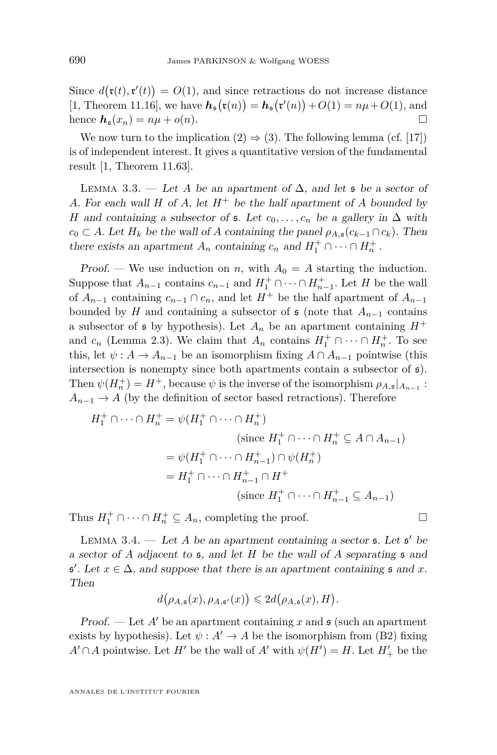Since $d\big(\mathfrak{r}(t),\mathfrak{r}'(t)\big) = O(1)$, and since retractions do not increase distance [1, Theorem 11.16], we have $\boldsymbol{h}_{\mathfrak{s}}\big(\mathfrak{r}(n)\big) = \boldsymbol{h}_{\mathfrak{s}}\big(\mathfrak{r}'(n)\big) + O(1) = n\mu + O(1)$, and hence $\boldsymbol{h}_{\mathfrak{s}}(x_n) = n\mu + o(n)$. □

We now turn to the implication (2) ⇒ (3). The following lemma (cf. [17]) is of independent interest. It gives a quantitative version of the fundamental result [1, Theorem 11.63].

Lemma 3.3. — *Let $A$ be an apartment of $\Delta$, and let $\mathfrak{s}$ be a sector of $A$. For each wall $H$ of $A$, let $H^+$ be the half apartment of $A$ bounded by $H$ and containing a subsector of $\mathfrak{s}$. Let $c_0,\ldots,c_n$ be a gallery in $\Delta$ with $c_0 \subset A$. Let $H_k$ be the wall of $A$ containing the panel $\rho_{A,\mathfrak{s}}(c_{k-1}\cap c_k)$. Then there exists an apartment $A_n$ containing $c_n$ and $H_1^+\cap\cdots\cap H_n^+$.*

*Proof.* — We use induction on $n$, with $A_0 = A$ starting the induction. Suppose that $A_{n-1}$ contains $c_{n-1}$ and $H_1^+\cap\cdots\cap H_{n-1}^+$. Let $H$ be the wall of $A_{n-1}$ containing $c_{n-1}\cap c_n$, and let $H^+$ be the half apartment of $A_{n-1}$ bounded by $H$ and containing a subsector of $\mathfrak{s}$ (note that $A_{n-1}$ contains a subsector of $\mathfrak{s}$ by hypothesis). Let $A_n$ be an apartment containing $H^+$ and $c_n$ (Lemma 2.3). We claim that $A_n$ contains $H_1^+\cap\cdots\cap H_n^+$. To see this, let $\psi : A\to A_{n-1}$ be an isomorphism fixing $A\cap A_{n-1}$ pointwise (this intersection is nonempty since both apartments contain a subsector of $\mathfrak{s}$). Then $\psi(H_n^+) = H^+$, because $\psi$ is the inverse of the isomorphism $\rho_{A,\mathfrak{s}}|_{A_{n-1}} : A_{n-1}\to A$ (by the definition of sector based retractions). Therefore

$$
\begin{aligned}
H_1^+\cap\cdots\cap H_n^+ &= \psi(H_1^+\cap\cdots\cap H_n^+) \\
&\qquad\qquad (\text{since } H_1^+\cap\cdots\cap H_n^+\subseteq A\cap A_{n-1}) \\
&= \psi(H_1^+\cap\cdots\cap H_{n-1}^+)\cap\psi(H_n^+) \\
&= H_1^+\cap\cdots\cap H_{n-1}^+\cap H^+ \\
&\qquad\qquad (\text{since } H_1^+\cap\cdots\cap H_{n-1}^+\subseteq A_{n-1})
\end{aligned}
$$

Thus $H_1^+\cap\cdots\cap H_n^+\subseteq A_n$, completing the proof. □

Lemma 3.4. — *Let $A$ be an apartment containing a sector $\mathfrak{s}$. Let $\mathfrak{s}'$ be a sector of $A$ adjacent to $\mathfrak{s}$, and let $H$ be the wall of $A$ separating $\mathfrak{s}$ and $\mathfrak{s}'$. Let $x\in\Delta$, and suppose that there is an apartment containing $\mathfrak{s}$ and $x$. Then*

$$
d\big(\rho_{A,\mathfrak{s}}(x),\rho_{A,\mathfrak{s}'}(x)\big)\leqslant 2d\big(\rho_{A,\mathfrak{s}}(x),H\big).
$$

*Proof.* — Let $A'$ be an apartment containing $x$ and $\mathfrak{s}$ (such an apartment exists by hypothesis). Let $\psi : A'\to A$ be the isomorphism from (B2) fixing $A'\cap A$ pointwise. Let $H'$ be the wall of $A'$ with $\psi(H') = H$. Let $H'_+$ be the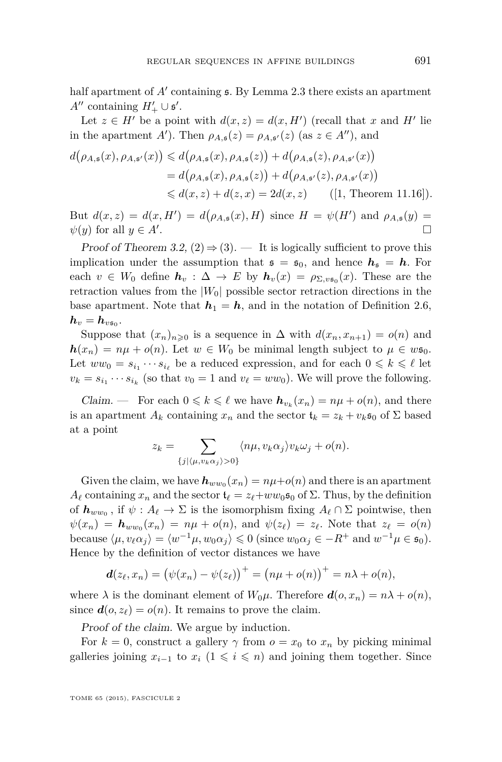half apartment of $A'$ containing $\mathfrak{s}$. By Lemma 2.3 there exists an apartment $A''$ containing $H'_+ \cup \mathfrak{s}'$.

Let $z \in H'$ be a point with $d(x,z) = d(x,H')$ (recall that $x$ and $H'$ lie in the apartment $A'$). Then $\rho_{A,\mathfrak{s}}(z) = \rho_{A,\mathfrak{s}'}(z)$ (as $z \in A''$), and

$$
\begin{aligned}
d\big(\rho_{A,\mathfrak{s}}(x), \rho_{A,\mathfrak{s}'}(x)\big) &\leqslant d\big(\rho_{A,\mathfrak{s}}(x), \rho_{A,\mathfrak{s}}(z)\big) + d\big(\rho_{A,\mathfrak{s}}(z), \rho_{A,\mathfrak{s}'}(x)\big) \\
&= d\big(\rho_{A,\mathfrak{s}}(x), \rho_{A,\mathfrak{s}}(z)\big) + d\big(\rho_{A,\mathfrak{s}'}(z), \rho_{A,\mathfrak{s}'}(x)\big) \\
&\leqslant d(x,z) + d(z,x) = 2d(x,z) \qquad \text{([1, Theorem 11.16]).}
\end{aligned}
$$

But $d(x,z) = d(x,H') = d\big(\rho_{A,\mathfrak{s}}(x), H\big)$ since $H = \psi(H')$ and $\rho_{A,\mathfrak{s}}(y) = \psi(y)$ for all $y \in A'$. $\square$

*Proof of Theorem 3.2,* $(2) \Rightarrow (3)$. — It is logically sufficient to prove this implication under the assumption that $\mathfrak{s} = \mathfrak{s}_0$, and hence $\boldsymbol{h}_{\mathfrak{s}} = \boldsymbol{h}$. For each $v \in W_0$ define $\boldsymbol{h}_v : \Delta \to E$ by $\boldsymbol{h}_v(x) = \rho_{\Sigma, v\mathfrak{s}_0}(x)$. These are the retraction values from the $|W_0|$ possible sector retraction directions in the base apartment. Note that $\boldsymbol{h}_1 = \boldsymbol{h}$, and in the notation of Definition 2.6, $\boldsymbol{h}_v = \boldsymbol{h}_{v\mathfrak{s}_0}$.

Suppose that $(x_n)_{n \geqslant 0}$ is a sequence in $\Delta$ with $d(x_n, x_{n+1}) = o(n)$ and $\boldsymbol{h}(x_n) = n\mu + o(n)$. Let $w \in W_0$ be minimal length subject to $\mu \in w\mathfrak{s}_0$. Let $ww_0 = s_{i_1} \cdots s_{i_\ell}$ be a reduced expression, and for each $0 \leqslant k \leqslant \ell$ let $v_k = s_{i_1} \cdots s_{i_k}$ (so that $v_0 = 1$ and $v_\ell = ww_0$). We will prove the following.

*Claim.* — For each $0 \leqslant k \leqslant \ell$ we have $\boldsymbol{h}_{v_k}(x_n) = n\mu + o(n)$, and there is an apartment $A_k$ containing $x_n$ and the sector $\mathfrak{t}_k = z_k + v_k\mathfrak{s}_0$ of $\Sigma$ based at a point

$$
z_k = \sum_{\{j \mid \langle \mu, v_k\alpha_j \rangle > 0\}} \langle n\mu, v_k\alpha_j \rangle v_k\omega_j + o(n).
$$

Given the claim, we have $\boldsymbol{h}_{ww_0}(x_n) = n\mu + o(n)$ and there is an apartment $A_\ell$ containing $x_n$ and the sector $\mathfrak{t}_\ell = z_\ell + ww_0\mathfrak{s}_0$ of $\Sigma$. Thus, by the definition of $\boldsymbol{h}_{ww_0}$, if $\psi : A_\ell \to \Sigma$ is the isomorphism fixing $A_\ell \cap \Sigma$ pointwise, then $\psi(x_n) = \boldsymbol{h}_{ww_0}(x_n) = n\mu + o(n)$, and $\psi(z_\ell) = z_\ell$. Note that $z_\ell = o(n)$ because $\langle \mu, v_\ell\alpha_j \rangle = \langle w^{-1}\mu, w_0\alpha_j \rangle \leqslant 0$ (since $w_0\alpha_j \in -R^+$ and $w^{-1}\mu \in \mathfrak{s}_0$). Hence by the definition of vector distances we have

$$
\boldsymbol{d}(z_\ell, x_n) = \big(\psi(x_n) - \psi(z_\ell)\big)^+ = \big(n\mu + o(n)\big)^+ = n\lambda + o(n),
$$

where $\lambda$ is the dominant element of $W_0\mu$. Therefore $\boldsymbol{d}(o, x_n) = n\lambda + o(n)$, since $\boldsymbol{d}(o, z_\ell) = o(n)$. It remains to prove the claim.

*Proof of the claim.* We argue by induction.

For $k = 0$, construct a gallery $\gamma$ from $o = x_0$ to $x_n$ by picking minimal galleries joining $x_{i-1}$ to $x_i$ $(1 \leqslant i \leqslant n)$ and joining them together. Since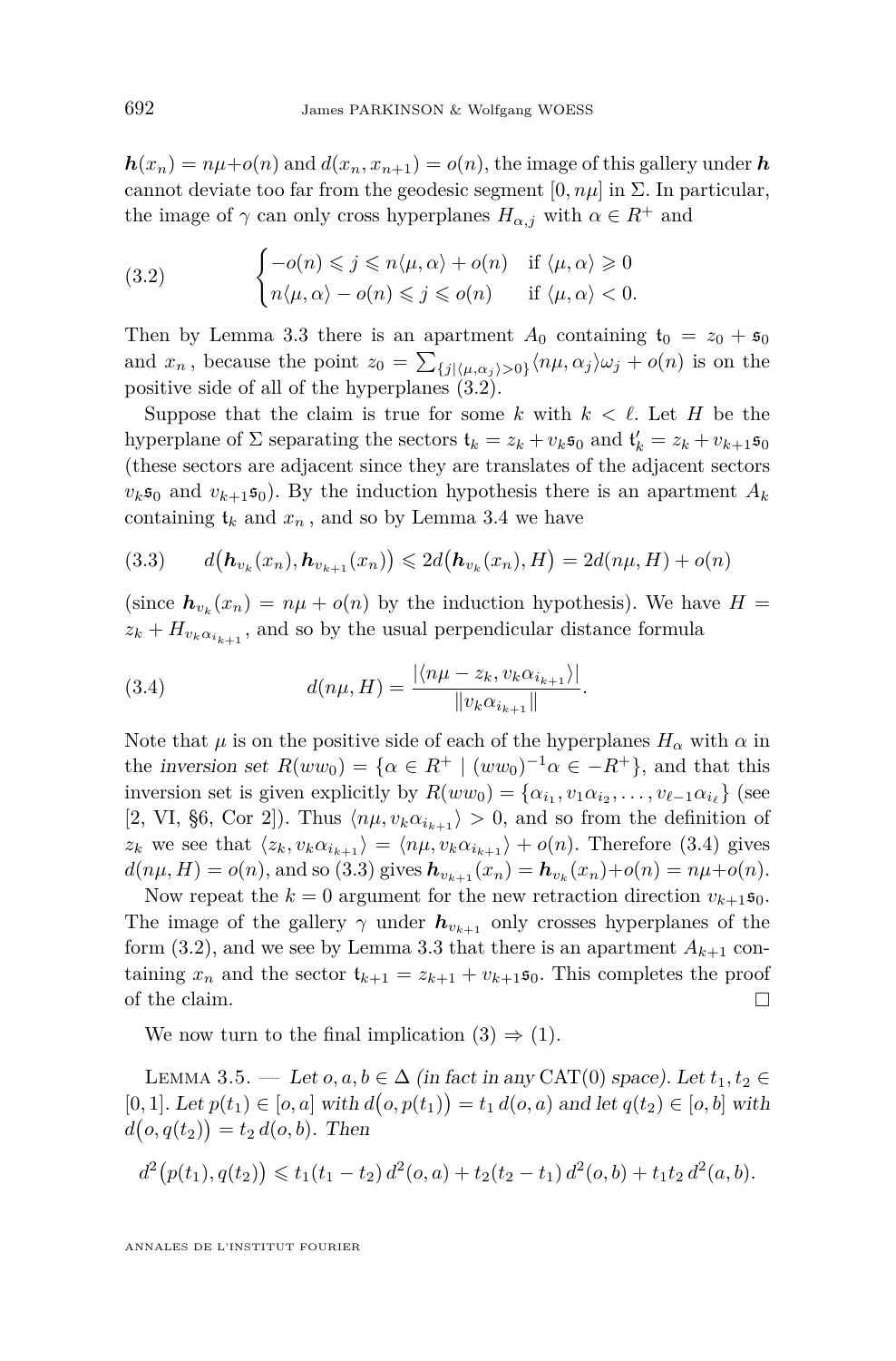$\boldsymbol{h}(x_n) = n\mu + o(n)$ and $d(x_n, x_{n+1}) = o(n)$, the image of this gallery under $\boldsymbol{h}$ cannot deviate too far from the geodesic segment $[0, n\mu]$ in $\Sigma$. In particular, the image of $\gamma$ can only cross hyperplanes $H_{\alpha,j}$ with $\alpha \in R^+$ and

$$\begin{cases} -o(n) \leqslant j \leqslant n\langle \mu, \alpha\rangle + o(n) & \text{if } \langle \mu, \alpha \rangle \geqslant 0 \\ n\langle \mu, \alpha\rangle - o(n) \leqslant j \leqslant o(n) & \text{if } \langle \mu, \alpha\rangle < 0. \end{cases} \tag{3.2}$$

Then by Lemma 3.3 there is an apartment $A_0$ containing $\mathfrak{t}_0 = z_0 + \mathfrak{s}_0$ and $x_n$, because the point $z_0 = \sum_{\{j \mid \langle \mu, \alpha_j\rangle > 0\}} \langle n\mu, \alpha_j\rangle \omega_j + o(n)$ is on the positive side of all of the hyperplanes (3.2).

Suppose that the claim is true for some $k$ with $k < \ell$. Let $H$ be the hyperplane of $\Sigma$ separating the sectors $\mathfrak{t}_k = z_k + v_k\mathfrak{s}_0$ and $\mathfrak{t}_k' = z_k + v_{k+1}\mathfrak{s}_0$ (these sectors are adjacent since they are translates of the adjacent sectors $v_k\mathfrak{s}_0$ and $v_{k+1}\mathfrak{s}_0$). By the induction hypothesis there is an apartment $A_k$ containing $\mathfrak{t}_k$ and $x_n$, and so by Lemma 3.4 we have

$$d\big(\boldsymbol{h}_{v_k}(x_n), \boldsymbol{h}_{v_{k+1}}(x_n)\big) \leqslant 2d\big(\boldsymbol{h}_{v_k}(x_n), H\big) = 2d(n\mu, H) + o(n) \tag{3.3}$$

(since $\boldsymbol{h}_{v_k}(x_n) = n\mu + o(n)$ by the induction hypothesis). We have $H = z_k + H_{v_k\alpha_{i_{k+1}}}$, and so by the usual perpendicular distance formula

$$d(n\mu, H) = \frac{|\langle n\mu - z_k, v_k\alpha_{i_{k+1}}\rangle|}{\|v_k\alpha_{i_{k+1}}\|}. \tag{3.4}$$

Note that $\mu$ is on the positive side of each of the hyperplanes $H_\alpha$ with $\alpha$ in the *inversion set* $R(ww_0) = \{\alpha \in R^+ \mid (ww_0)^{-1}\alpha \in -R^+\}$, and that this inversion set is given explicitly by $R(ww_0) = \{\alpha_{i_1}, v_1\alpha_{i_2}, \ldots, v_{\ell-1}\alpha_{i_\ell}\}$ (see [2, VI, §6, Cor 2]). Thus $\langle n\mu, v_k\alpha_{i_{k+1}}\rangle > 0$, and so from the definition of $z_k$ we see that $\langle z_k, v_k\alpha_{i_{k+1}}\rangle = \langle n\mu, v_k\alpha_{i_{k+1}}\rangle + o(n)$. Therefore (3.4) gives $d(n\mu, H) = o(n)$, and so (3.3) gives $\boldsymbol{h}_{v_{k+1}}(x_n) = \boldsymbol{h}_{v_k}(x_n) + o(n) = n\mu + o(n)$.

Now repeat the $k = 0$ argument for the new retraction direction $v_{k+1}\mathfrak{s}_0$. The image of the gallery $\gamma$ under $\boldsymbol{h}_{v_{k+1}}$ only crosses hyperplanes of the form (3.2), and we see by Lemma 3.3 that there is an apartment $A_{k+1}$ containing $x_n$ and the sector $\mathfrak{t}_{k+1} = z_{k+1} + v_{k+1}\mathfrak{s}_0$. This completes the proof of the claim. □

We now turn to the final implication (3) ⇒ (1).

Lemma 3.5. — *Let $o, a, b \in \Delta$ (in fact in any* CAT(0) *space). Let $t_1, t_2 \in [0,1]$. Let $p(t_1) \in [o, a]$ with $d\big(o, p(t_1)\big) = t_1\, d(o,a)$ and let $q(t_2) \in [o,b]$ with $d\big(o, q(t_2)\big) = t_2\, d(o,b)$. Then*

$$d^2\big(p(t_1), q(t_2)\big) \leqslant t_1(t_1 - t_2)\, d^2(o,a) + t_2(t_2 - t_1)\, d^2(o,b) + t_1t_2\, d^2(a,b).$$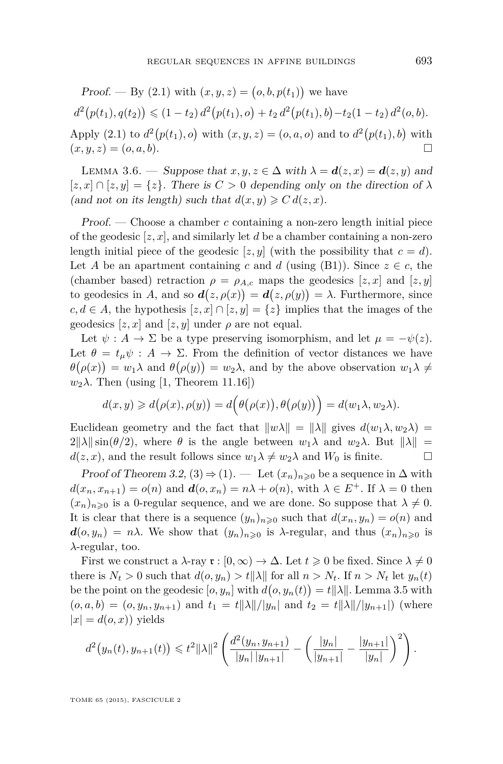*Proof.* — By (2.1) with $(x,y,z) = (o,b,p(t_1))$ we have

$$d^2\big(p(t_1), q(t_2)\big) \leqslant (1-t_2)\, d^2\big(p(t_1), o\big) + t_2\, d^2\big(p(t_1), b\big) - t_2(1-t_2)\, d^2(o,b).$$

Apply (2.1) to $d^2\big(p(t_1), o\big)$ with $(x,y,z) = (o,a,o)$ and to $d^2\big(p(t_1), b\big)$ with $(x,y,z) = (o,a,b)$. □

Lemma 3.6. — *Suppose that $x,y,z \in \Delta$ with $\lambda = \boldsymbol{d}(z,x) = \boldsymbol{d}(z,y)$ and $[z,x] \cap [z,y] = \{z\}$. There is $C > 0$ depending only on the direction of $\lambda$ (and not on its length) such that $d(x,y) \geqslant C\, d(z,x)$.*

*Proof.* — Choose a chamber $c$ containing a non-zero length initial piece of the geodesic $[z,x]$, and similarly let $d$ be a chamber containing a non-zero length initial piece of the geodesic $[z,y]$ (with the possibility that $c = d$). Let $A$ be an apartment containing $c$ and $d$ (using (B1)). Since $z \in c$, the (chamber based) retraction $\rho = \rho_{A,c}$ maps the geodesics $[z,x]$ and $[z,y]$ to geodesics in $A$, and so $\boldsymbol{d}\big(z, \rho(x)\big) = \boldsymbol{d}\big(z, \rho(y)\big) = \lambda$. Furthermore, since $c, d \in A$, the hypothesis $[z,x] \cap [z,y] = \{z\}$ implies that the images of the geodesics $[z,x]$ and $[z,y]$ under $\rho$ are not equal.

Let $\psi : A \to \Sigma$ be a type preserving isomorphism, and let $\mu = -\psi(z)$. Let $\theta = t_\mu \psi : A \to \Sigma$. From the definition of vector distances we have $\theta\big(\rho(x)\big) = w_1\lambda$ and $\theta\big(\rho(y)\big) = w_2\lambda$, and by the above observation $w_1\lambda \neq w_2\lambda$. Then (using [1, Theorem 11.16])

$$d(x,y) \geqslant d\big(\rho(x), \rho(y)\big) = d\Big(\theta\big(\rho(x)\big), \theta\big(\rho(y)\big)\Big) = d(w_1\lambda, w_2\lambda).$$

Euclidean geometry and the fact that $\|w\lambda\| = \|\lambda\|$ gives $d(w_1\lambda, w_2\lambda) = 2\|\lambda\| \sin(\theta/2)$, where $\theta$ is the angle between $w_1\lambda$ and $w_2\lambda$. But $\|\lambda\| = d(z,x)$, and the result follows since $w_1\lambda \neq w_2\lambda$ and $W_0$ is finite. □

*Proof of Theorem 3.2,* (3) ⇒ (1). — Let $(x_n)_{n\geqslant 0}$ be a sequence in $\Delta$ with $d(x_n, x_{n+1}) = o(n)$ and $\boldsymbol{d}(o, x_n) = n\lambda + o(n)$, with $\lambda \in E^+$. If $\lambda = 0$ then $(x_n)_{n\geqslant 0}$ is a 0-regular sequence, and we are done. So suppose that $\lambda \neq 0$. It is clear that there is a sequence $(y_n)_{n\geqslant 0}$ such that $d(x_n, y_n) = o(n)$ and $\boldsymbol{d}(o, y_n) = n\lambda$. We show that $(y_n)_{n\geqslant 0}$ is $\lambda$-regular, and thus $(x_n)_{n\geqslant 0}$ is $\lambda$-regular, too.

First we construct a $\lambda$-ray $\mathfrak{r} : [0,\infty) \to \Delta$. Let $t \geqslant 0$ be fixed. Since $\lambda \neq 0$ there is $N_t > 0$ such that $d(o, y_n) > t\|\lambda\|$ for all $n > N_t$. If $n > N_t$ let $y_n(t)$ be the point on the geodesic $[o, y_n]$ with $d\big(o, y_n(t)\big) = t\|\lambda\|$. Lemma 3.5 with $(o,a,b) = (o, y_n, y_{n+1})$ and $t_1 = t\|\lambda\|/|y_n|$ and $t_2 = t\|\lambda\|/|y_{n+1}|$) (where $|x| = d(o,x)$) yields

$$d^2\big(y_n(t), y_{n+1}(t)\big) \leqslant t^2\|\lambda\|^2 \left( \frac{d^2(y_n, y_{n+1})}{|y_n|\,|y_{n+1}|} - \left( \frac{|y_n|}{|y_{n+1}|} - \frac{|y_{n+1}|}{|y_n|} \right)^2 \right).$$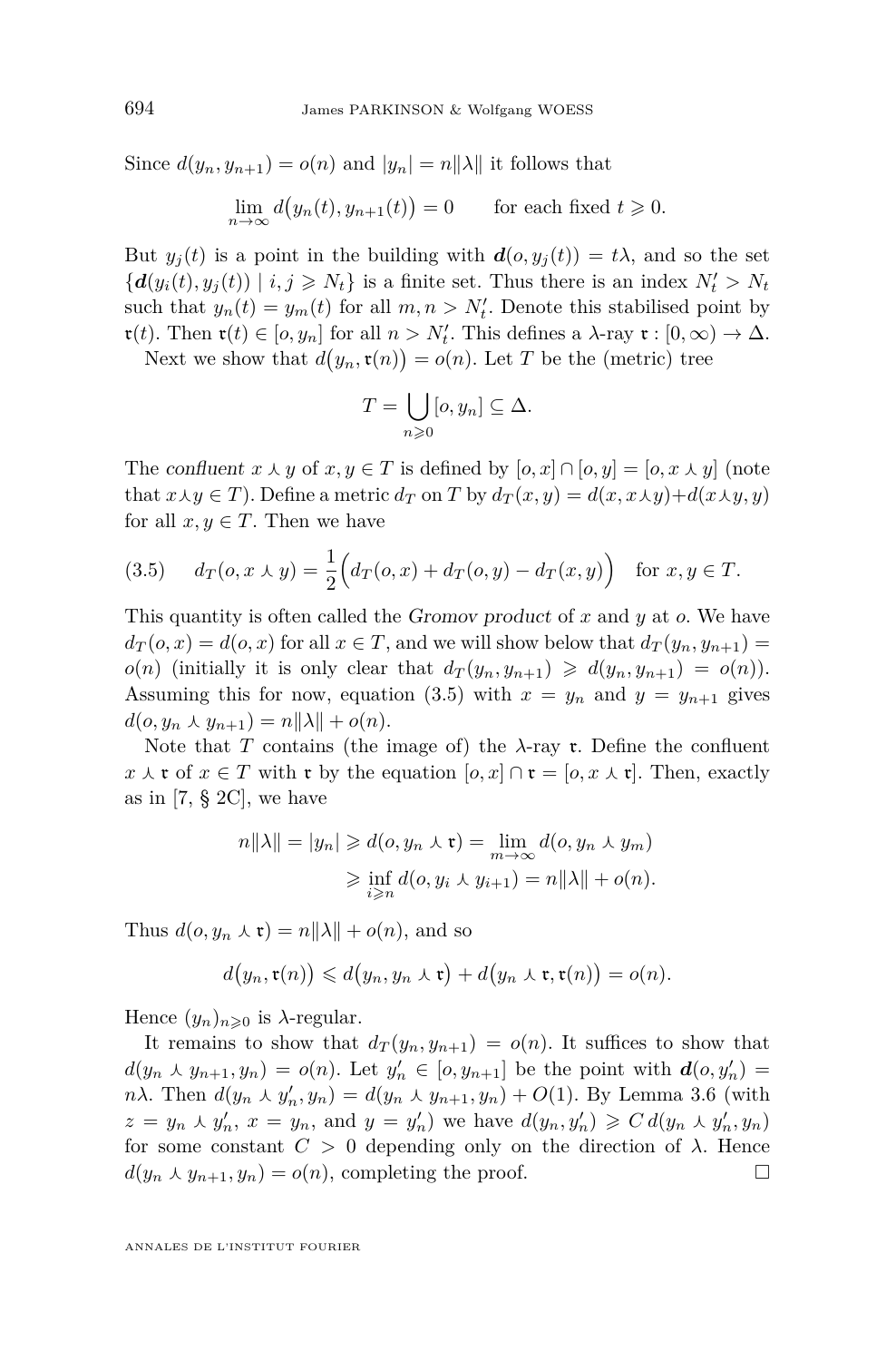Since $d(y_n, y_{n+1}) = o(n)$ and $|y_n| = n\|\lambda\|$ it follows that

$$\lim_{n\to\infty} d\big(y_n(t), y_{n+1}(t)\big) = 0 \qquad \text{for each fixed } t \geqslant 0.$$

But $y_j(t)$ is a point in the building with $\boldsymbol{d}(o, y_j(t)) = t\lambda$, and so the set $\{\boldsymbol{d}(y_i(t), y_j(t)) \mid i, j \geqslant N_t\}$ is a finite set. Thus there is an index $N'_t > N_t$ such that $y_n(t) = y_m(t)$ for all $m, n > N'_t$. Denote this stabilised point by $\mathfrak{r}(t)$. Then $\mathfrak{r}(t) \in [o, y_n]$ for all $n > N'_t$. This defines a $\lambda$-ray $\mathfrak{r} : [0, \infty) \to \Delta$.

Next we show that $d\big(y_n, \mathfrak{r}(n)\big) = o(n)$. Let $T$ be the (metric) tree

$$T = \bigcup_{n\geqslant 0} [o, y_n] \subseteq \Delta.$$

The *confluent* $x \curlywedge y$ of $x, y \in T$ is defined by $[o, x] \cap [o, y] = [o, x \curlywedge y]$ (note that $x \curlywedge y \in T$). Define a metric $d_T$ on $T$ by $d_T(x, y) = d(x, x \curlywedge y) + d(x \curlywedge y, y)$ for all $x, y \in T$. Then we have

$$(3.5) \qquad d_T(o, x \curlywedge y) = \frac{1}{2}\Big(d_T(o, x) + d_T(o, y) - d_T(x, y)\Big) \quad \text{for } x, y \in T.$$

This quantity is often called the *Gromov product* of $x$ and $y$ at $o$. We have $d_T(o, x) = d(o, x)$ for all $x \in T$, and we will show below that $d_T(y_n, y_{n+1}) = o(n)$ (initially it is only clear that $d_T(y_n, y_{n+1}) \geqslant d(y_n, y_{n+1}) = o(n)$). Assuming this for now, equation (3.5) with $x = y_n$ and $y = y_{n+1}$ gives $d(o, y_n \curlywedge y_{n+1}) = n\|\lambda\| + o(n)$.

Note that $T$ contains (the image of) the $\lambda$-ray $\mathfrak{r}$. Define the confluent $x \curlywedge \mathfrak{r}$ of $x \in T$ with $\mathfrak{r}$ by the equation $[o, x] \cap \mathfrak{r} = [o, x \curlywedge \mathfrak{r}]$. Then, exactly as in [7, § 2C], we have

$$\begin{aligned} n\|\lambda\| = |y_n| \geqslant d(o, y_n \curlywedge \mathfrak{r}) &= \lim_{m\to\infty} d(o, y_n \curlywedge y_m) \\ &\geqslant \inf_{i\geqslant n} d(o, y_i \curlywedge y_{i+1}) = n\|\lambda\| + o(n). \end{aligned}$$

Thus $d(o, y_n \curlywedge \mathfrak{r}) = n\|\lambda\| + o(n)$, and so

$$d\big(y_n, \mathfrak{r}(n)\big) \leqslant d\big(y_n, y_n \curlywedge \mathfrak{r}\big) + d\big(y_n \curlywedge \mathfrak{r}, \mathfrak{r}(n)\big) = o(n).$$

Hence $(y_n)_{n\geqslant 0}$ is $\lambda$-regular.

It remains to show that $d_T(y_n, y_{n+1}) = o(n)$. It suffices to show that $d(y_n \curlywedge y_{n+1}, y_n) = o(n)$. Let $y'_n \in [o, y_{n+1}]$ be the point with $\boldsymbol{d}(o, y'_n) = n\lambda$. Then $d(y_n \curlywedge y'_n, y_n) = d(y_n \curlywedge y_{n+1}, y_n) + O(1)$. By Lemma 3.6 (with $z = y_n \curlywedge y'_n$, $x = y_n$, and $y = y'_n$) we have $d(y_n, y'_n) \geqslant C\, d(y_n \curlywedge y'_n, y_n)$ for some constant $C > 0$ depending only on the direction of $\lambda$. Hence $d(y_n \curlywedge y_{n+1}, y_n) = o(n)$, completing the proof. □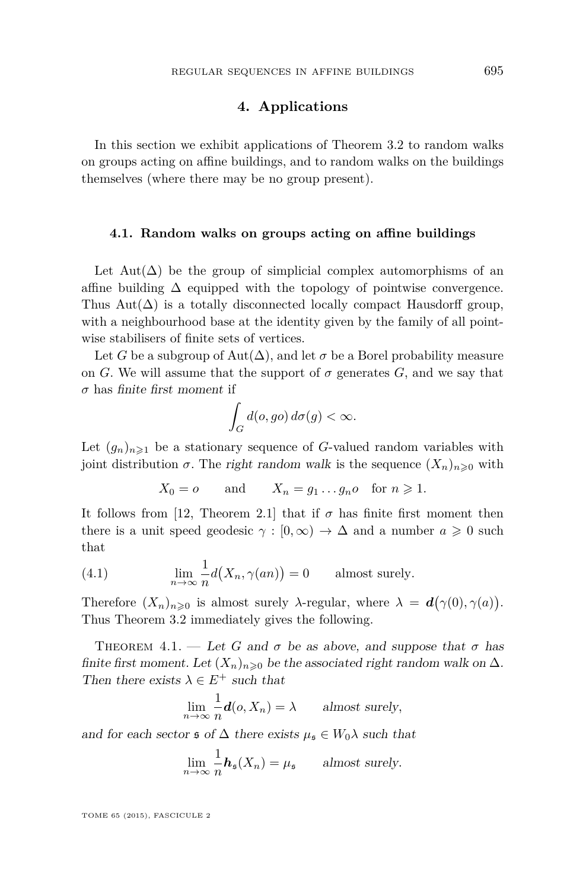## 4. Applications

In this section we exhibit applications of Theorem 3.2 to random walks on groups acting on affine buildings, and to random walks on the buildings themselves (where there may be no group present).

### 4.1. Random walks on groups acting on affine buildings

Let $\mathrm{Aut}(\Delta)$ be the group of simplicial complex automorphisms of an affine building $\Delta$ equipped with the topology of pointwise convergence. Thus $\mathrm{Aut}(\Delta)$ is a totally disconnected locally compact Hausdorff group, with a neighbourhood base at the identity given by the family of all pointwise stabilisers of finite sets of vertices.

Let $G$ be a subgroup of $\mathrm{Aut}(\Delta)$, and let $\sigma$ be a Borel probability measure on $G$. We will assume that the support of $\sigma$ generates $G$, and we say that $\sigma$ has *finite first moment* if

$$\int_G d(o, go)\, d\sigma(g) < \infty.$$

Let $(g_n)_{n\geqslant 1}$ be a stationary sequence of $G$-valued random variables with joint distribution $\sigma$. The *right random walk* is the sequence $(X_n)_{n\geqslant 0}$ with

$$X_0 = o \qquad \text{and} \qquad X_n = g_1 \dots g_n o \quad \text{for } n \geqslant 1.$$

It follows from [12, Theorem 2.1] that if $\sigma$ has finite first moment then there is a unit speed geodesic $\gamma : [0, \infty) \to \Delta$ and a number $a \geqslant 0$ such that

$$\lim_{n\to\infty} \frac{1}{n} d\big(X_n, \gamma(an)\big) = 0 \qquad \text{almost surely.} \tag{4.1}$$

Therefore $(X_n)_{n\geqslant 0}$ is almost surely $\lambda$-regular, where $\lambda = \boldsymbol{d}\big(\gamma(0), \gamma(a)\big)$. Thus Theorem 3.2 immediately gives the following.

Theorem 4.1. — *Let $G$ and $\sigma$ be as above, and suppose that $\sigma$ has finite first moment. Let $(X_n)_{n\geqslant 0}$ be the associated right random walk on $\Delta$. Then there exists $\lambda \in E^+$ such that*

$$\lim_{n\to\infty} \frac{1}{n} \boldsymbol{d}(o, X_n) = \lambda \qquad \textit{almost surely,}$$

*and for each sector $\mathfrak{s}$ of $\Delta$ there exists $\mu_{\mathfrak{s}} \in W_0\lambda$ such that*

$$\lim_{n\to\infty} \frac{1}{n} \boldsymbol{h}_{\mathfrak{s}}(X_n) = \mu_{\mathfrak{s}} \qquad \textit{almost surely.}$$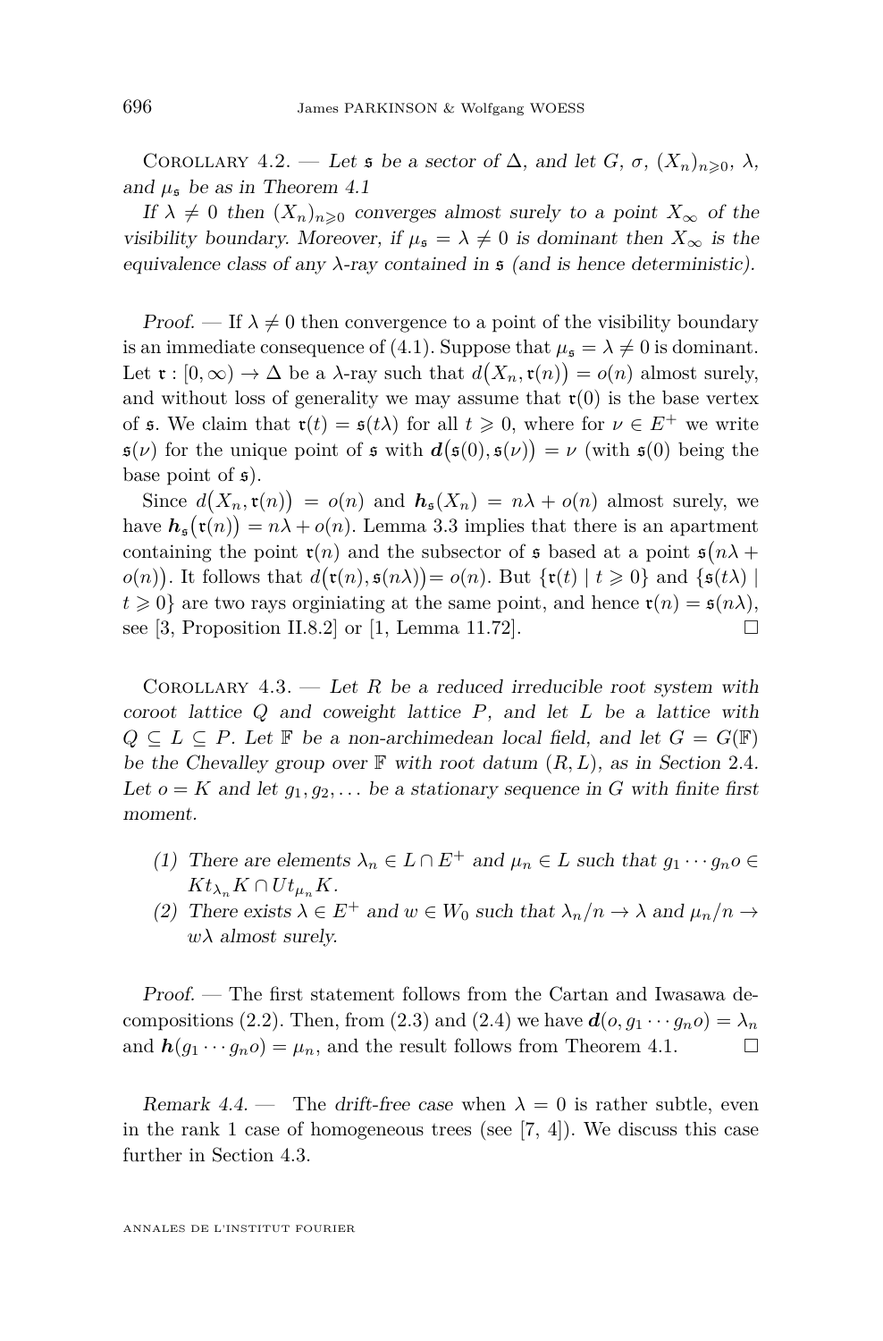Corollary 4.2. — *Let $\mathfrak{s}$ be a sector of $\Delta$, and let $G$, $\sigma$, $(X_n)_{n\geqslant 0}$, $\lambda$, and $\mu_{\mathfrak{s}}$ be as in Theorem 4.1*

*If $\lambda \neq 0$ then $(X_n)_{n\geqslant 0}$ converges almost surely to a point $X_\infty$ of the visibility boundary. Moreover, if $\mu_{\mathfrak{s}} = \lambda \neq 0$ is dominant then $X_\infty$ is the equivalence class of any $\lambda$-ray contained in $\mathfrak{s}$ (and is hence deterministic).*

*Proof.* — If $\lambda \neq 0$ then convergence to a point of the visibility boundary is an immediate consequence of (4.1). Suppose that $\mu_{\mathfrak{s}} = \lambda \neq 0$ is dominant. Let $\mathfrak{r} : [0,\infty) \to \Delta$ be a $\lambda$-ray such that $d\big(X_n, \mathfrak{r}(n)\big) = o(n)$ almost surely, and without loss of generality we may assume that $\mathfrak{r}(0)$ is the base vertex of $\mathfrak{s}$. We claim that $\mathfrak{r}(t) = \mathfrak{s}(t\lambda)$ for all $t \geqslant 0$, where for $\nu \in E^+$ we write $\mathfrak{s}(\nu)$ for the unique point of $\mathfrak{s}$ with $\boldsymbol{d}\big(\mathfrak{s}(0), \mathfrak{s}(\nu)\big) = \nu$ (with $\mathfrak{s}(0)$ being the base point of $\mathfrak{s}$).

Since $d\big(X_n, \mathfrak{r}(n)\big) = o(n)$ and $\boldsymbol{h}_{\mathfrak{s}}(X_n) = n\lambda + o(n)$ almost surely, we have $\boldsymbol{h}_{\mathfrak{s}}\big(\mathfrak{r}(n)\big) = n\lambda + o(n)$. Lemma 3.3 implies that there is an apartment containing the point $\mathfrak{r}(n)$ and the subsector of $\mathfrak{s}$ based at a point $\mathfrak{s}\big(n\lambda + o(n)\big)$. It follows that $d\big(\mathfrak{r}(n), \mathfrak{s}(n\lambda)\big) = o(n)$. But $\{\mathfrak{r}(t) \mid t \geqslant 0\}$ and $\{\mathfrak{s}(t\lambda) \mid t \geqslant 0\}$ are two rays orginiating at the same point, and hence $\mathfrak{r}(n) = \mathfrak{s}(n\lambda)$, see [3, Proposition II.8.2] or [1, Lemma 11.72]. $\square$

Corollary 4.3. — *Let $R$ be a reduced irreducible root system with coroot lattice $Q$ and coweight lattice $P$, and let $L$ be a lattice with $Q \subseteq L \subseteq P$. Let $\mathbb{F}$ be a non-archimedean local field, and let $G = G(\mathbb{F})$ be the Chevalley group over $\mathbb{F}$ with root datum $(R, L)$, as in Section 2.4. Let $o = K$ and let $g_1, g_2, \ldots$ be a stationary sequence in $G$ with finite first moment.*

(1) *There are elements $\lambda_n \in L \cap E^+$ and $\mu_n \in L$ such that $g_1 \cdots g_n o \in K t_{\lambda_n} K \cap U t_{\mu_n} K$.*
(2) *There exists $\lambda \in E^+$ and $w \in W_0$ such that $\lambda_n / n \to \lambda$ and $\mu_n / n \to w\lambda$ almost surely.*

*Proof.* — The first statement follows from the Cartan and Iwasawa decompositions (2.2). Then, from (2.3) and (2.4) we have $\boldsymbol{d}(o, g_1 \cdots g_n o) = \lambda_n$ and $\boldsymbol{h}(g_1 \cdots g_n o) = \mu_n$, and the result follows from Theorem 4.1. $\square$

*Remark 4.4.* — The *drift-free case* when $\lambda = 0$ is rather subtle, even in the rank 1 case of homogeneous trees (see [7, 4]). We discuss this case further in Section 4.3.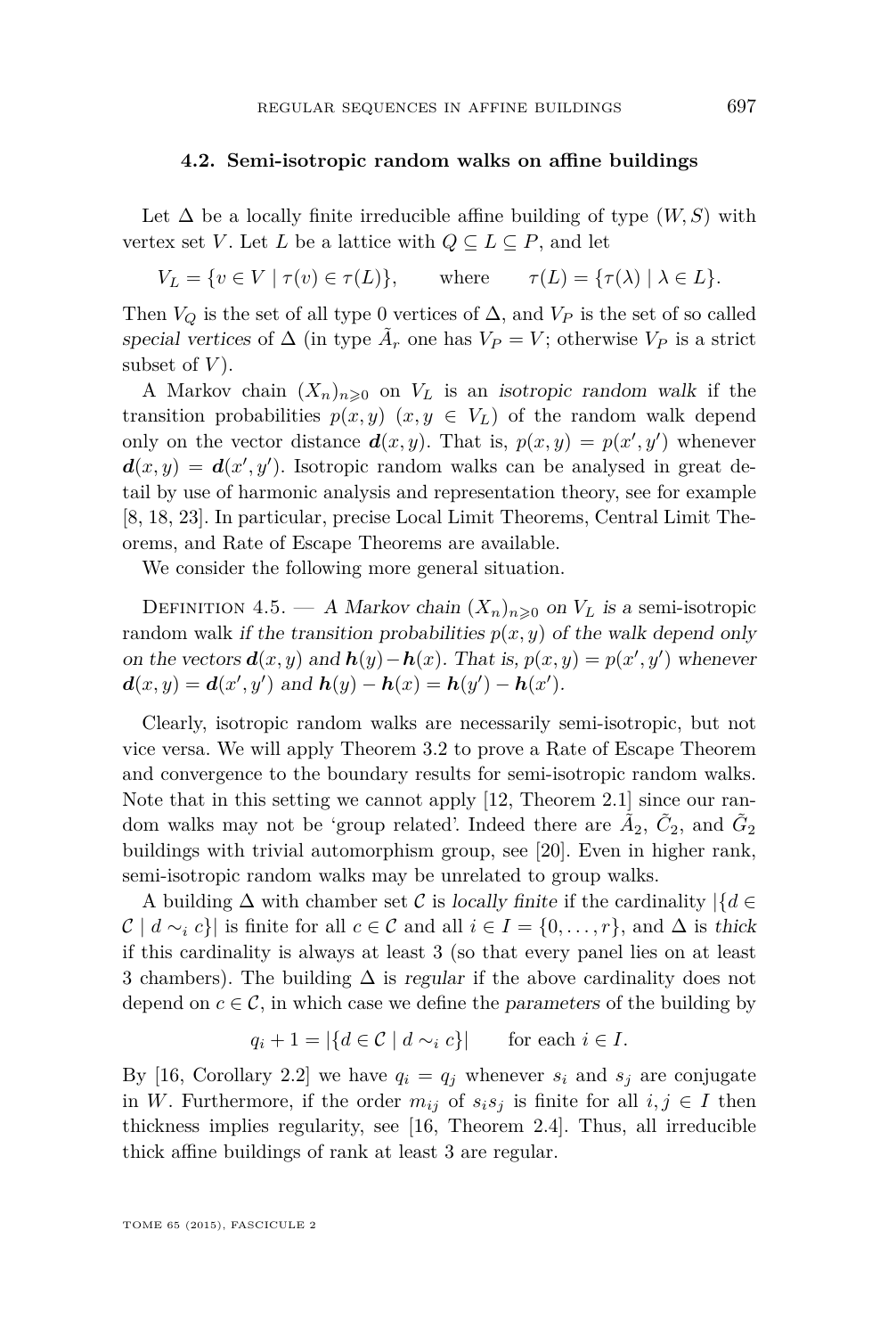### 4.2. Semi-isotropic random walks on affine buildings

Let $\Delta$ be a locally finite irreducible affine building of type $(W,S)$ with vertex set $V$. Let $L$ be a lattice with $Q \subseteq L \subseteq P$, and let

$$V_L = \{v \in V \mid \tau(v) \in \tau(L)\}, \qquad \text{where} \qquad \tau(L) = \{\tau(\lambda) \mid \lambda \in L\}.$$

Then $V_Q$ is the set of all type 0 vertices of $\Delta$, and $V_P$ is the set of so called *special vertices* of $\Delta$ (in type $\tilde{A}_r$ one has $V_P = V$; otherwise $V_P$ is a strict subset of $V$).

A Markov chain $(X_n)_{n\geqslant 0}$ on $V_L$ is an *isotropic random walk* if the transition probabilities $p(x,y)$ $(x,y \in V_L)$ of the random walk depend only on the vector distance $\boldsymbol{d}(x,y)$. That is, $p(x,y) = p(x',y')$ whenever $\boldsymbol{d}(x,y) = \boldsymbol{d}(x',y')$. Isotropic random walks can be analysed in great detail by use of harmonic analysis and representation theory, see for example [8, 18, 23]. In particular, precise Local Limit Theorems, Central Limit Theorems, and Rate of Escape Theorems are available.

We consider the following more general situation.

Definition 4.5. — *A Markov chain $(X_n)_{n\geqslant 0}$ on $V_L$ is a* semi-isotropic random walk *if the transition probabilities $p(x,y)$ of the walk depend only on the vectors $\boldsymbol{d}(x,y)$ and $\boldsymbol{h}(y)-\boldsymbol{h}(x)$. That is, $p(x,y) = p(x',y')$ whenever $\boldsymbol{d}(x,y) = \boldsymbol{d}(x',y')$ and $\boldsymbol{h}(y) - \boldsymbol{h}(x) = \boldsymbol{h}(y') - \boldsymbol{h}(x')$.*

Clearly, isotropic random walks are necessarily semi-isotropic, but not vice versa. We will apply Theorem 3.2 to prove a Rate of Escape Theorem and convergence to the boundary results for semi-isotropic random walks. Note that in this setting we cannot apply [12, Theorem 2.1] since our random walks may not be 'group related'. Indeed there are $\tilde{A}_2$, $\tilde{C}_2$, and $\tilde{G}_2$ buildings with trivial automorphism group, see [20]. Even in higher rank, semi-isotropic random walks may be unrelated to group walks.

A building $\Delta$ with chamber set $\mathcal{C}$ is *locally finite* if the cardinality $|\{d \in \mathcal{C} \mid d \sim_i c\}|$ is finite for all $c \in \mathcal{C}$ and all $i \in I = \{0,\ldots,r\}$, and $\Delta$ is *thick* if this cardinality is always at least 3 (so that every panel lies on at least 3 chambers). The building $\Delta$ is *regular* if the above cardinality does not depend on $c \in \mathcal{C}$, in which case we define the *parameters* of the building by

$$q_i + 1 = |\{d \in \mathcal{C} \mid d \sim_i c\}| \qquad \text{for each } i \in I.$$

By [16, Corollary 2.2] we have $q_i = q_j$ whenever $s_i$ and $s_j$ are conjugate in $W$. Furthermore, if the order $m_{ij}$ of $s_i s_j$ is finite for all $i,j \in I$ then thickness implies regularity, see [16, Theorem 2.4]. Thus, all irreducible thick affine buildings of rank at least 3 are regular.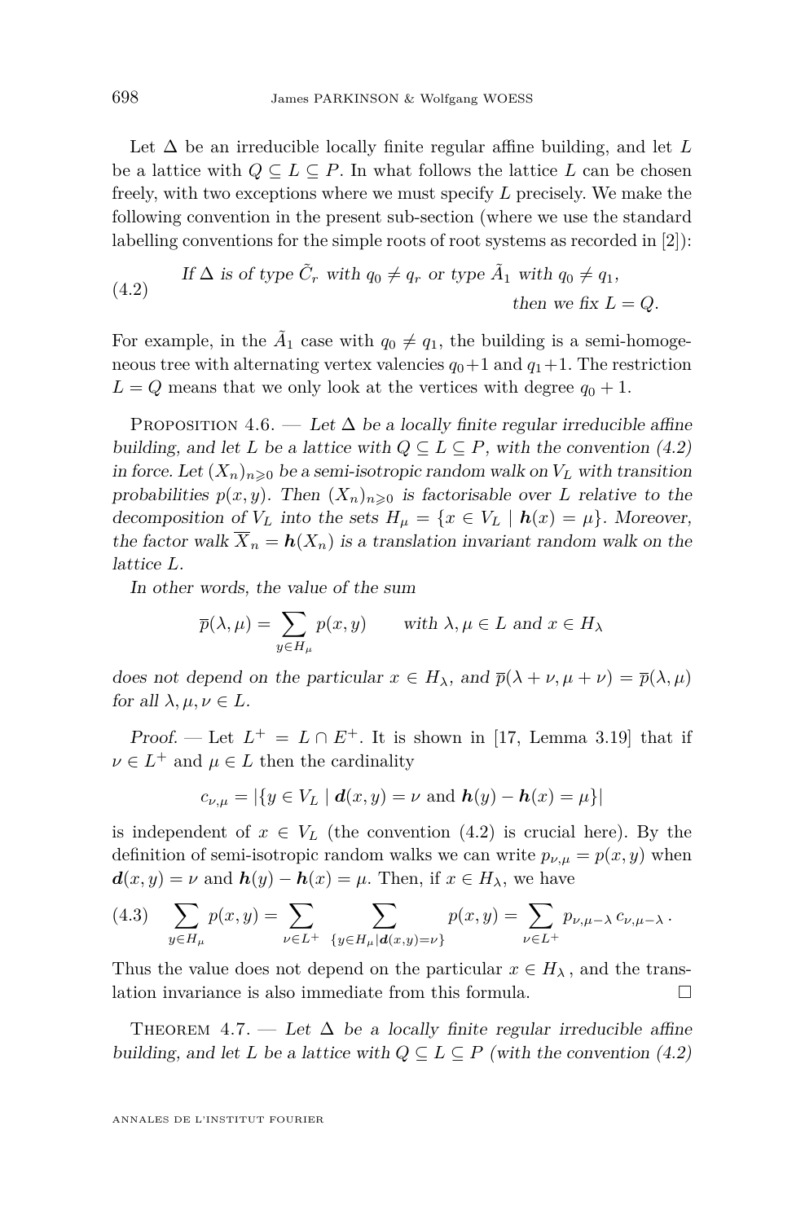Let $\Delta$ be an irreducible locally finite regular affine building, and let $L$ be a lattice with $Q \subseteq L \subseteq P$. In what follows the lattice $L$ can be chosen freely, with two exceptions where we must specify $L$ precisely. We make the following convention in the present sub-section (where we use the standard labelling conventions for the simple roots of root systems as recorded in [2]):

$$\text{(4.2)} \qquad \textit{If } \Delta \textit{ is of type } \tilde{C}_r \textit{ with } q_0 \neq q_r \textit{ or type } \tilde{A}_1 \textit{ with } q_0 \neq q_1, \textit{ then we fix } L = Q.$$

For example, in the $\tilde{A}_1$ case with $q_0 \neq q_1$, the building is a semi-homogeneous tree with alternating vertex valencies $q_0+1$ and $q_1+1$. The restriction $L = Q$ means that we only look at the vertices with degree $q_0 + 1$.

Proposition 4.6. — *Let $\Delta$ be a locally finite regular irreducible affine building, and let $L$ be a lattice with $Q \subseteq L \subseteq P$, with the convention (4.2) in force. Let $(X_n)_{n\geqslant 0}$ be a semi-isotropic random walk on $V_L$ with transition probabilities $p(x,y)$. Then $(X_n)_{n\geqslant 0}$ is factorisable over $L$ relative to the decomposition of $V_L$ into the sets $H_\mu = \{x \in V_L \mid \boldsymbol{h}(x) = \mu\}$. Moreover, the factor walk $\overline{X}_n = \boldsymbol{h}(X_n)$ is a translation invariant random walk on the lattice $L$.*

*In other words, the value of the sum*

$$\overline{p}(\lambda,\mu) = \sum_{y \in H_\mu} p(x,y) \qquad \textit{with } \lambda,\mu \in L \textit{ and } x \in H_\lambda$$

*does not depend on the particular $x \in H_\lambda$, and $\overline{p}(\lambda+\nu,\mu+\nu) = \overline{p}(\lambda,\mu)$ for all $\lambda,\mu,\nu \in L$.*

*Proof.* — Let $L^+ = L \cap E^+$. It is shown in [17, Lemma 3.19] that if $\nu \in L^+$ and $\mu \in L$ then the cardinality

$$c_{\nu,\mu} = |\{y \in V_L \mid \boldsymbol{d}(x,y) = \nu \text{ and } \boldsymbol{h}(y) - \boldsymbol{h}(x) = \mu\}|$$

is independent of $x \in V_L$ (the convention (4.2) is crucial here). By the definition of semi-isotropic random walks we can write $p_{\nu,\mu} = p(x,y)$ when $\boldsymbol{d}(x,y) = \nu$ and $\boldsymbol{h}(y) - \boldsymbol{h}(x) = \mu$. Then, if $x \in H_\lambda$, we have

$$\text{(4.3)} \qquad \sum_{y\in H_\mu} p(x,y) = \sum_{\nu \in L^+} \sum_{\{y \in H_\mu \mid \boldsymbol{d}(x,y)=\nu\}} p(x,y) = \sum_{\nu\in L^+} p_{\nu,\mu-\lambda}\, c_{\nu,\mu-\lambda}\,.$$

Thus the value does not depend on the particular $x \in H_\lambda$, and the translation invariance is also immediate from this formula. □

Theorem 4.7. — *Let $\Delta$ be a locally finite regular irreducible affine building, and let $L$ be a lattice with $Q \subseteq L \subseteq P$ (with the convention (4.2)*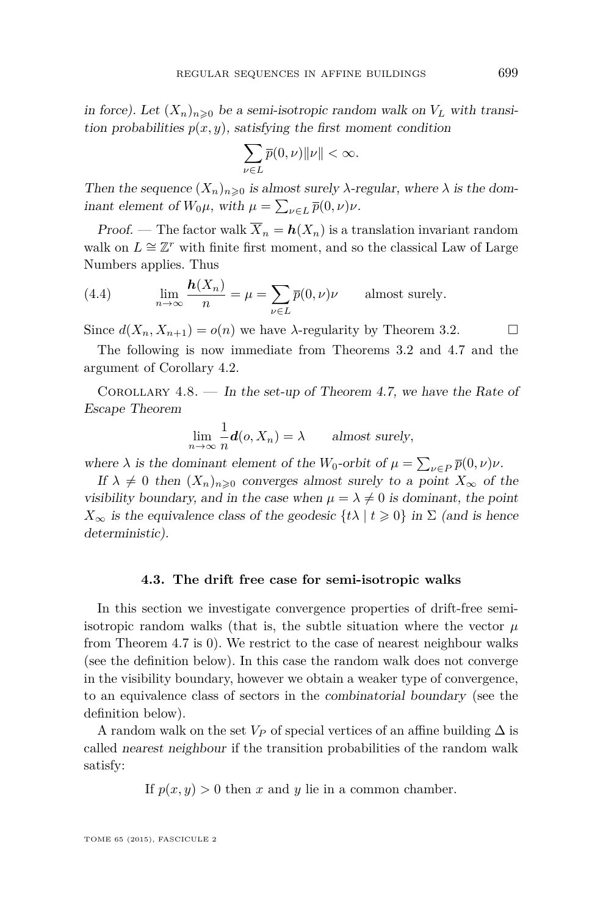*in force). Let $(X_n)_{n\geqslant 0}$ be a semi-isotropic random walk on $V_L$ with transition probabilities $p(x,y)$, satisfying the first moment condition*

$$\sum_{\nu\in L}\overline{p}(0,\nu)\|\nu\|<\infty.$$

*Then the sequence $(X_n)_{n\geqslant 0}$ is almost surely $\lambda$-regular, where $\lambda$ is the dominant element of $W_0\mu$, with $\mu=\sum_{\nu\in L}\overline{p}(0,\nu)\nu$.*

*Proof.* — The factor walk $\overline{X}_n=\boldsymbol{h}(X_n)$ is a translation invariant random walk on $L\cong\mathbb{Z}^r$ with finite first moment, and so the classical Law of Large Numbers applies. Thus

$$\lim_{n\to\infty}\frac{\boldsymbol{h}(X_n)}{n}=\mu=\sum_{\nu\in L}\overline{p}(0,\nu)\nu\qquad\text{almost surely.}\tag{4.4}$$

Since $d(X_n,X_{n+1})=o(n)$ we have $\lambda$-regularity by Theorem 3.2. $\square$

The following is now immediate from Theorems 3.2 and 4.7 and the argument of Corollary 4.2.

Corollary 4.8. — *In the set-up of Theorem 4.7, we have the Rate of Escape Theorem*

$$\lim_{n\to\infty}\frac{1}{n}\boldsymbol{d}(o,X_n)=\lambda\qquad\textit{almost surely,}$$

*where $\lambda$ is the dominant element of the $W_0$-orbit of $\mu=\sum_{\nu\in P}\overline{p}(0,\nu)\nu$.*

*If $\lambda\neq 0$ then $(X_n)_{n\geqslant 0}$ converges almost surely to a point $X_\infty$ of the visibility boundary, and in the case when $\mu=\lambda\neq 0$ is dominant, the point $X_\infty$ is the equivalence class of the geodesic $\{t\lambda\mid t\geqslant 0\}$ in $\Sigma$ (and is hence deterministic).*

### 4.3. The drift free case for semi-isotropic walks

In this section we investigate convergence properties of drift-free semi-isotropic random walks (that is, the subtle situation where the vector $\mu$ from Theorem 4.7 is 0). We restrict to the case of nearest neighbour walks (see the definition below). In this case the random walk does not converge in the visibility boundary, however we obtain a weaker type of convergence, to an equivalence class of sectors in the *combinatorial boundary* (see the definition below).

A random walk on the set $V_P$ of special vertices of an affine building $\Delta$ is called *nearest neighbour* if the transition probabilities of the random walk satisfy:

If $p(x,y)>0$ then $x$ and $y$ lie in a common chamber.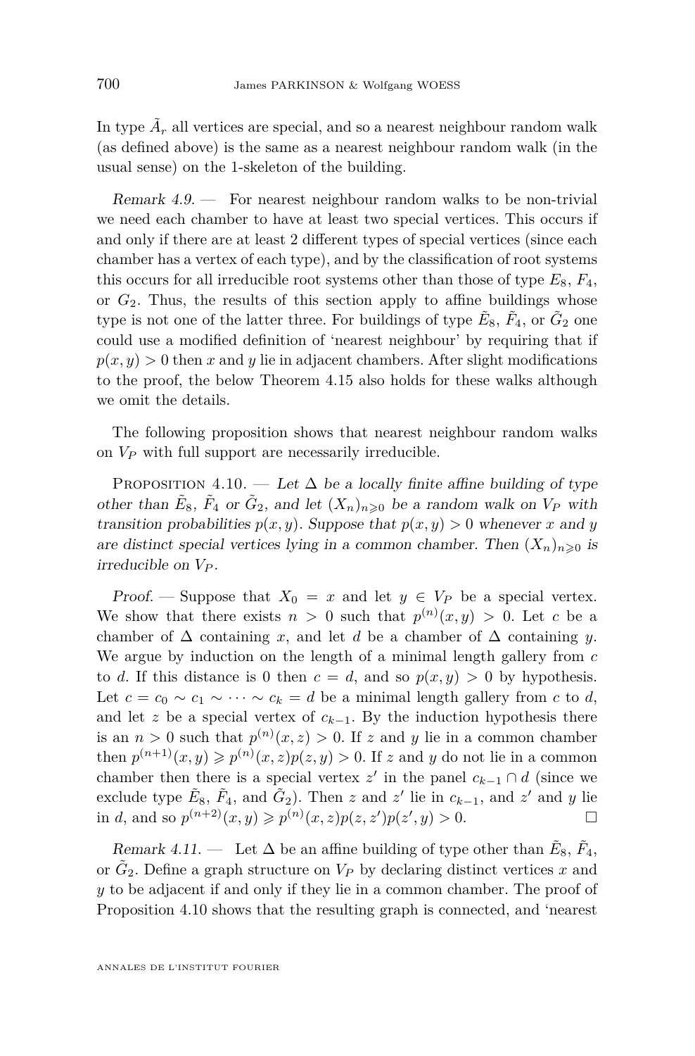In type $\tilde{A}_r$ all vertices are special, and so a nearest neighbour random walk (as defined above) is the same as a nearest neighbour random walk (in the usual sense) on the 1-skeleton of the building.

*Remark 4.9.* — For nearest neighbour random walks to be non-trivial we need each chamber to have at least two special vertices. This occurs if and only if there are at least 2 different types of special vertices (since each chamber has a vertex of each type), and by the classification of root systems this occurs for all irreducible root systems other than those of type $E_8$, $F_4$, or $G_2$. Thus, the results of this section apply to affine buildings whose type is not one of the latter three. For buildings of type $\tilde{E}_8$, $\tilde{F}_4$, or $\tilde{G}_2$ one could use a modified definition of 'nearest neighbour' by requiring that if $p(x,y) > 0$ then $x$ and $y$ lie in adjacent chambers. After slight modifications to the proof, the below Theorem 4.15 also holds for these walks although we omit the details.

The following proposition shows that nearest neighbour random walks on $V_P$ with full support are necessarily irreducible.

Proposition 4.10. — *Let $\Delta$ be a locally finite affine building of type other than $\tilde{E}_8$, $\tilde{F}_4$ or $\tilde{G}_2$, and let $(X_n)_{n\geqslant 0}$ be a random walk on $V_P$ with transition probabilities $p(x,y)$. Suppose that $p(x,y) > 0$ whenever $x$ and $y$ are distinct special vertices lying in a common chamber. Then $(X_n)_{n\geqslant 0}$ is irreducible on $V_P$.*

*Proof.* — Suppose that $X_0 = x$ and let $y \in V_P$ be a special vertex. We show that there exists $n > 0$ such that $p^{(n)}(x,y) > 0$. Let $c$ be a chamber of $\Delta$ containing $x$, and let $d$ be a chamber of $\Delta$ containing $y$. We argue by induction on the length of a minimal length gallery from $c$ to $d$. If this distance is 0 then $c = d$, and so $p(x,y) > 0$ by hypothesis. Let $c = c_0 \sim c_1 \sim \cdots \sim c_k = d$ be a minimal length gallery from $c$ to $d$, and let $z$ be a special vertex of $c_{k-1}$. By the induction hypothesis there is an $n > 0$ such that $p^{(n)}(x,z) > 0$. If $z$ and $y$ lie in a common chamber then $p^{(n+1)}(x,y) \geqslant p^{(n)}(x,z)p(z,y) > 0$. If $z$ and $y$ do not lie in a common chamber then there is a special vertex $z'$ in the panel $c_{k-1} \cap d$ (since we exclude type $\tilde{E}_8$, $\tilde{F}_4$, and $\tilde{G}_2$). Then $z$ and $z'$ lie in $c_{k-1}$, and $z'$ and $y$ lie in $d$, and so $p^{(n+2)}(x,y) \geqslant p^{(n)}(x,z)p(z,z')p(z',y) > 0$. □

*Remark 4.11.* — Let $\Delta$ be an affine building of type other than $\tilde{E}_8$, $\tilde{F}_4$, or $\tilde{G}_2$. Define a graph structure on $V_P$ by declaring distinct vertices $x$ and $y$ to be adjacent if and only if they lie in a common chamber. The proof of Proposition 4.10 shows that the resulting graph is connected, and 'nearest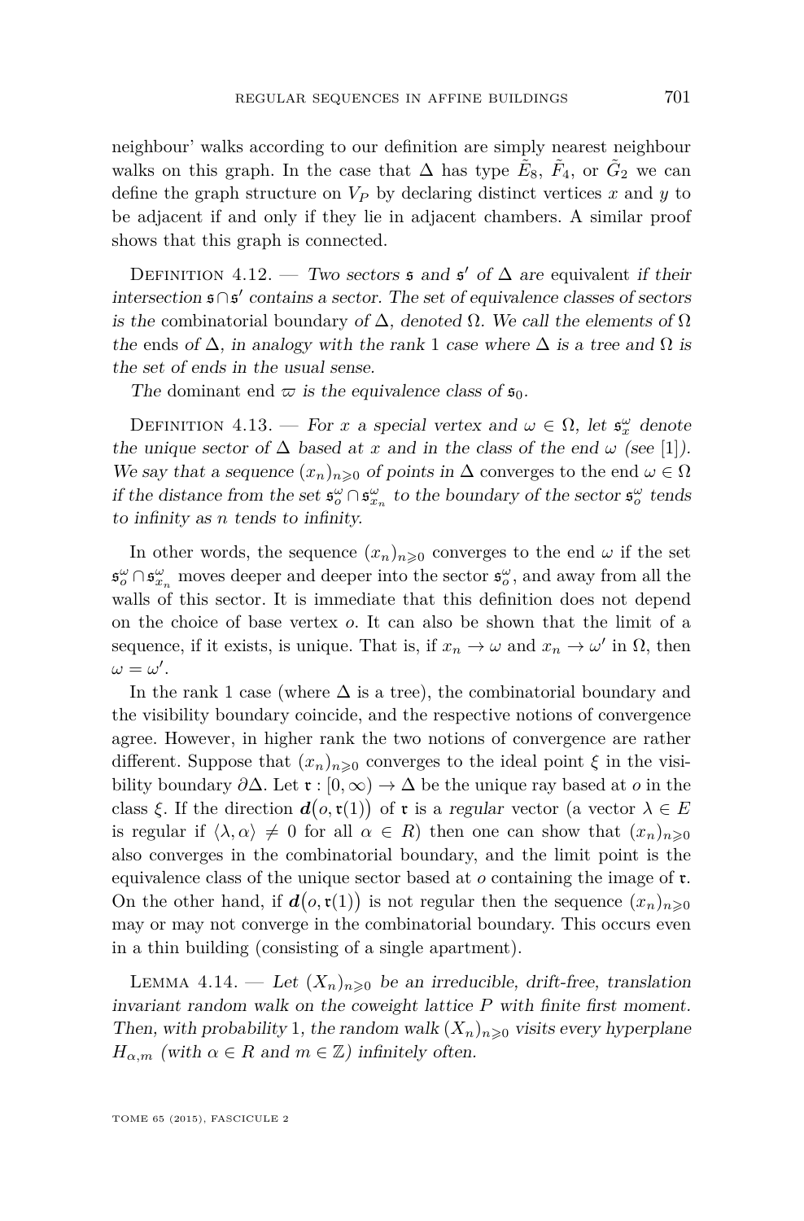neighbour' walks according to our definition are simply nearest neighbour walks on this graph. In the case that $\Delta$ has type $\tilde{E}_8$, $\tilde{F}_4$, or $\tilde{G}_2$ we can define the graph structure on $V_P$ by declaring distinct vertices $x$ and $y$ to be adjacent if and only if they lie in adjacent chambers. A similar proof shows that this graph is connected.

Definition 4.12. — *Two sectors $\mathfrak{s}$ and $\mathfrak{s}'$ of $\Delta$ are* equivalent *if their intersection $\mathfrak{s}\cap\mathfrak{s}'$ contains a sector. The set of equivalence classes of sectors is the* combinatorial boundary *of $\Delta$, denoted $\Omega$. We call the elements of $\Omega$ the* ends *of $\Delta$, in analogy with the rank 1 case where $\Delta$ is a tree and $\Omega$ is the set of ends in the usual sense.*

*The* dominant end *$\varpi$ is the equivalence class of $\mathfrak{s}_0$.*

Definition 4.13. — *For $x$ a special vertex and $\omega \in \Omega$, let $\mathfrak{s}_x^\omega$ denote the unique sector of $\Delta$ based at $x$ and in the class of the end $\omega$ (see [1]). We say that a sequence $(x_n)_{n\geqslant 0}$ of points in $\Delta$* converges *to the end $\omega \in \Omega$ if the distance from the set $\mathfrak{s}_o^\omega \cap \mathfrak{s}_{x_n}^\omega$ to the boundary of the sector $\mathfrak{s}_o^\omega$ tends to infinity as $n$ tends to infinity.*

In other words, the sequence $(x_n)_{n\geqslant 0}$ converges to the end $\omega$ if the set $\mathfrak{s}_o^\omega \cap \mathfrak{s}_{x_n}^\omega$ moves deeper and deeper into the sector $\mathfrak{s}_o^\omega$, and away from all the walls of this sector. It is immediate that this definition does not depend on the choice of base vertex $o$. It can also be shown that the limit of a sequence, if it exists, is unique. That is, if $x_n \to \omega$ and $x_n \to \omega'$ in $\Omega$, then $\omega = \omega'$.

In the rank 1 case (where $\Delta$ is a tree), the combinatorial boundary and the visibility boundary coincide, and the respective notions of convergence agree. However, in higher rank the two notions of convergence are rather different. Suppose that $(x_n)_{n\geqslant 0}$ converges to the ideal point $\xi$ in the visibility boundary $\partial\Delta$. Let $\mathfrak{r} : [0,\infty) \to \Delta$ be the unique ray based at $o$ in the class $\xi$. If the direction $\boldsymbol{d}\big(o, \mathfrak{r}(1)\big)$ of $\mathfrak{r}$ is a *regular* vector (a vector $\lambda \in E$ is regular if $\langle \lambda, \alpha\rangle \neq 0$ for all $\alpha \in R$) then one can show that $(x_n)_{n\geqslant 0}$ also converges in the combinatorial boundary, and the limit point is the equivalence class of the unique sector based at $o$ containing the image of $\mathfrak{r}$. On the other hand, if $\boldsymbol{d}\big(o, \mathfrak{r}(1)\big)$ is not regular then the sequence $(x_n)_{n\geqslant 0}$ may or may not converge in the combinatorial boundary. This occurs even in a thin building (consisting of a single apartment).

Lemma 4.14. — *Let $(X_n)_{n\geqslant 0}$ be an irreducible, drift-free, translation invariant random walk on the coweight lattice $P$ with finite first moment. Then, with probability 1, the random walk $(X_n)_{n\geqslant 0}$ visits every hyperplane $H_{\alpha,m}$ (with $\alpha \in R$ and $m \in \mathbb{Z}$) infinitely often.*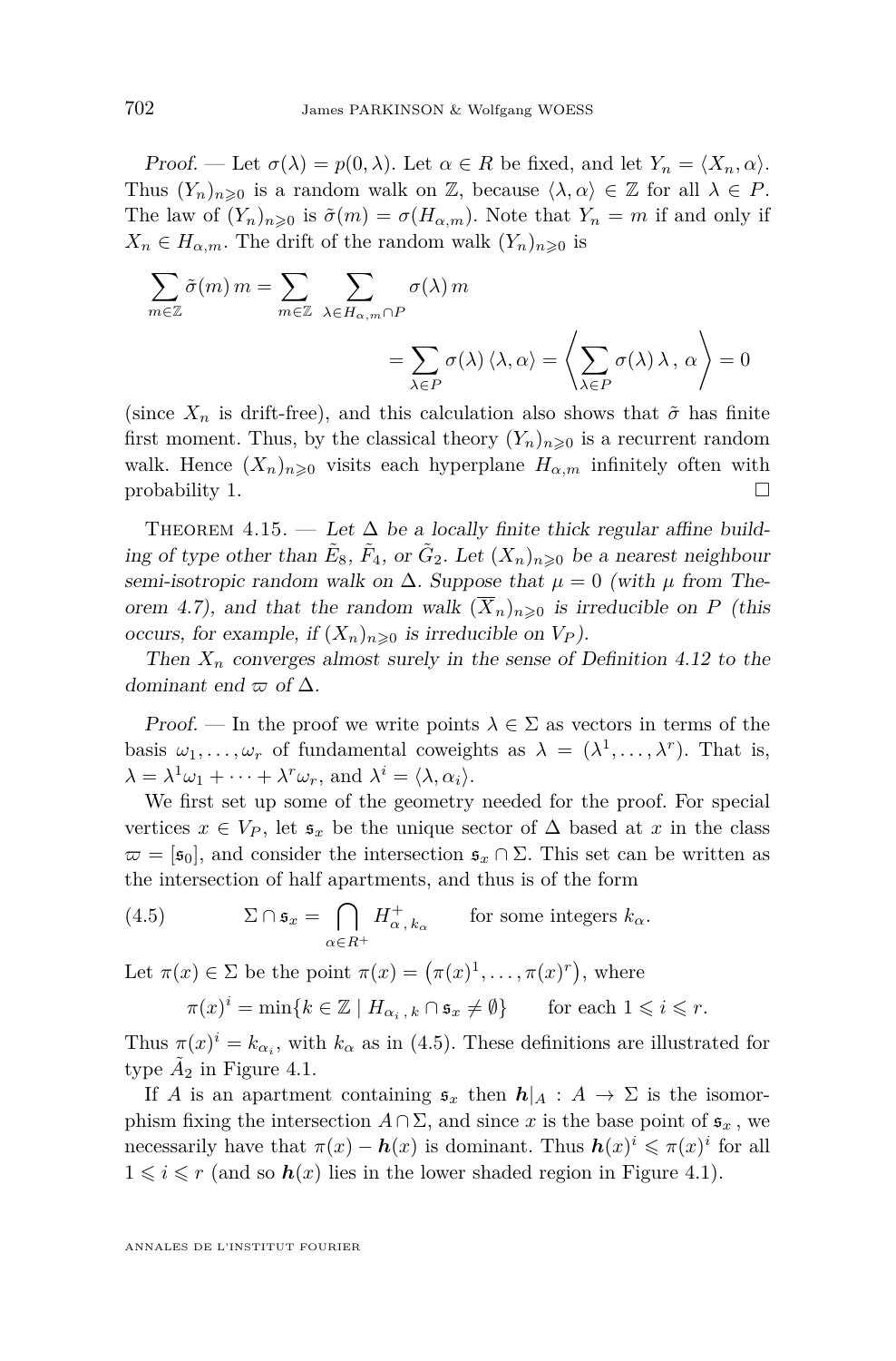*Proof.* — Let $\sigma(\lambda) = p(0,\lambda)$. Let $\alpha \in R$ be fixed, and let $Y_n = \langle X_n, \alpha\rangle$. Thus $(Y_n)_{n\geqslant 0}$ is a random walk on $\mathbb{Z}$, because $\langle \lambda, \alpha\rangle \in \mathbb{Z}$ for all $\lambda \in P$. The law of $(Y_n)_{n\geqslant 0}$ is $\tilde{\sigma}(m) = \sigma(H_{\alpha,m})$. Note that $Y_n = m$ if and only if $X_n \in H_{\alpha,m}$. The drift of the random walk $(Y_n)_{n\geqslant 0}$ is

$$\sum_{m\in\mathbb{Z}} \tilde{\sigma}(m)\, m = \sum_{m\in\mathbb{Z}} \sum_{\lambda\in H_{\alpha,m}\cap P} \sigma(\lambda)\, m = \sum_{\lambda\in P} \sigma(\lambda)\,\langle \lambda,\alpha\rangle = \left\langle \sum_{\lambda\in P}\sigma(\lambda)\,\lambda\,,\,\alpha\right\rangle = 0$$

(since $X_n$ is drift-free), and this calculation also shows that $\tilde{\sigma}$ has finite first moment. Thus, by the classical theory $(Y_n)_{n\geqslant 0}$ is a recurrent random walk. Hence $(X_n)_{n\geqslant 0}$ visits each hyperplane $H_{\alpha,m}$ infinitely often with probability 1. □

Theorem 4.15. — *Let $\Delta$ be a locally finite thick regular affine building of type other than $\tilde{E}_8$, $\tilde{F}_4$, or $\tilde{G}_2$. Let $(X_n)_{n\geqslant 0}$ be a nearest neighbour semi-isotropic random walk on $\Delta$. Suppose that $\mu = 0$ (with $\mu$ from Theorem 4.7), and that the random walk $(\overline{X}_n)_{n\geqslant 0}$ is irreducible on $P$ (this occurs, for example, if $(X_n)_{n\geqslant 0}$ is irreducible on $V_P$).*

*Then $X_n$ converges almost surely in the sense of Definition 4.12 to the dominant end $\varpi$ of $\Delta$.*

*Proof.* — In the proof we write points $\lambda \in \Sigma$ as vectors in terms of the basis $\omega_1,\ldots,\omega_r$ of fundamental coweights as $\lambda = (\lambda^1,\ldots,\lambda^r)$. That is, $\lambda = \lambda^1\omega_1 + \cdots + \lambda^r\omega_r$, and $\lambda^i = \langle \lambda, \alpha_i\rangle$.

We first set up some of the geometry needed for the proof. For special vertices $x \in V_P$, let $\mathfrak{s}_x$ be the unique sector of $\Delta$ based at $x$ in the class $\varpi = [\mathfrak{s}_0]$, and consider the intersection $\mathfrak{s}_x \cap \Sigma$. This set can be written as the intersection of half apartments, and thus is of the form

$$\Sigma \cap \mathfrak{s}_x = \bigcap_{\alpha\in R^+} H^+_{\alpha\,,\,k_\alpha} \qquad \text{for some integers } k_\alpha. \tag{4.5}$$

Let $\pi(x) \in \Sigma$ be the point $\pi(x) = \big(\pi(x)^1,\ldots,\pi(x)^r\big)$, where

$$\pi(x)^i = \min\{k \in \mathbb{Z} \mid H_{\alpha_i\,,\,k} \cap \mathfrak{s}_x \neq \emptyset\} \qquad \text{for each } 1 \leqslant i \leqslant r.$$

Thus $\pi(x)^i = k_{\alpha_i}$, with $k_\alpha$ as in (4.5). These definitions are illustrated for type $\tilde{A}_2$ in Figure 4.1.

If $A$ is an apartment containing $\mathfrak{s}_x$ then $\boldsymbol{h}|_A : A \to \Sigma$ is the isomorphism fixing the intersection $A\cap\Sigma$, and since $x$ is the base point of $\mathfrak{s}_x$, we necessarily have that $\pi(x) - \boldsymbol{h}(x)$ is dominant. Thus $\boldsymbol{h}(x)^i \leqslant \pi(x)^i$ for all $1 \leqslant i \leqslant r$ (and so $\boldsymbol{h}(x)$ lies in the lower shaded region in Figure 4.1).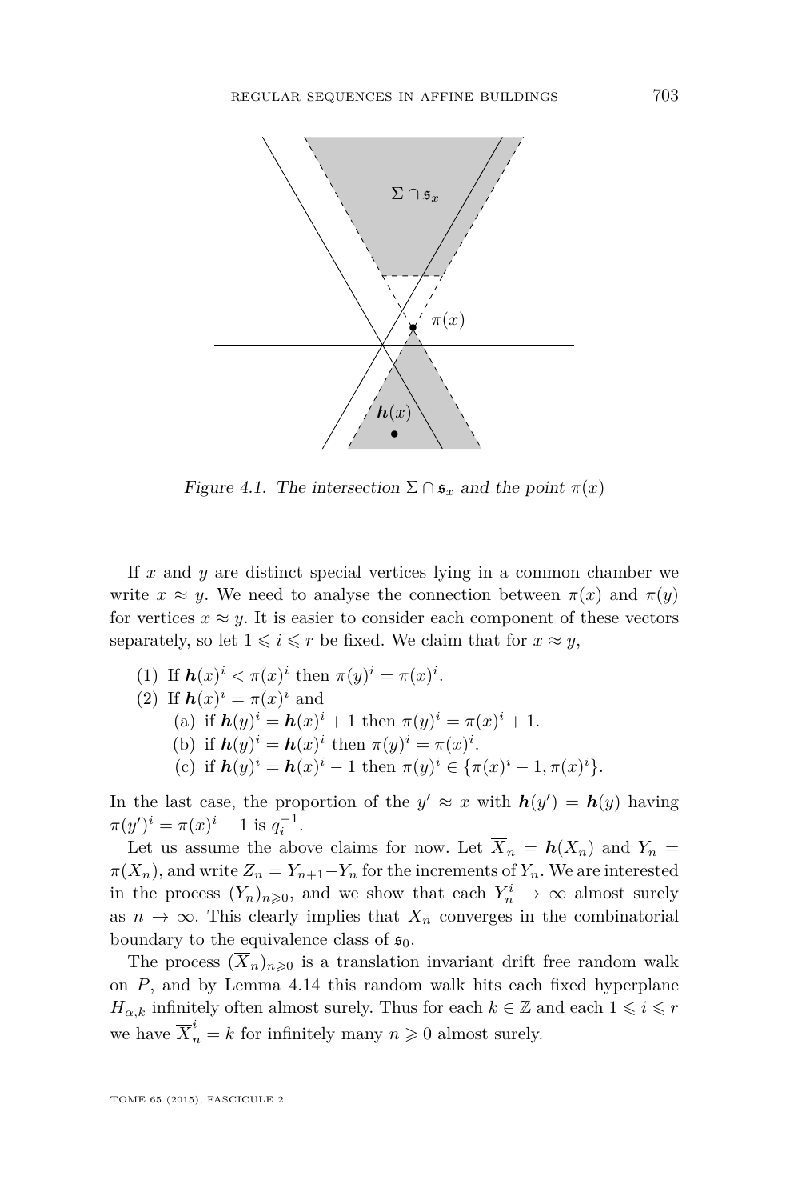Figure 4.1. The intersection $\Sigma \cap \mathfrak{s}_x$ and the point $\pi(x)$

If $x$ and $y$ are distinct special vertices lying in a common chamber we write $x \approx y$. We need to analyse the connection between $\pi(x)$ and $\pi(y)$ for vertices $x \approx y$. It is easier to consider each component of these vectors separately, so let $1 \leqslant i \leqslant r$ be fixed. We claim that for $x \approx y$,

(1) If $\boldsymbol{h}(x)^i < \pi(x)^i$ then $\pi(y)^i = \pi(x)^i$.

(2) If $\boldsymbol{h}(x)^i = \pi(x)^i$ and
  - (a) if $\boldsymbol{h}(y)^i = \boldsymbol{h}(x)^i + 1$ then $\pi(y)^i = \pi(x)^i + 1$.
  - (b) if $\boldsymbol{h}(y)^i = \boldsymbol{h}(x)^i$ then $\pi(y)^i = \pi(x)^i$.
  - (c) if $\boldsymbol{h}(y)^i = \boldsymbol{h}(x)^i - 1$ then $\pi(y)^i \in \{\pi(x)^i - 1, \pi(x)^i\}$.

In the last case, the proportion of the $y' \approx x$ with $\boldsymbol{h}(y') = \boldsymbol{h}(y)$ having $\pi(y')^i = \pi(x)^i - 1$ is $q_i^{-1}$.

Let us assume the above claims for now. Let $\overline{X}_n = \boldsymbol{h}(X_n)$ and $Y_n = \pi(X_n)$, and write $Z_n = Y_{n+1} - Y_n$ for the increments of $Y_n$. We are interested in the process $(Y_n)_{n \geqslant 0}$, and we show that each $Y_n^i \to \infty$ almost surely as $n \to \infty$. This clearly implies that $X_n$ converges in the combinatorial boundary to the equivalence class of $\mathfrak{s}_0$.

The process $(\overline{X}_n)_{n \geqslant 0}$ is a translation invariant drift free random walk on $P$, and by Lemma 4.14 this random walk hits each fixed hyperplane $H_{\alpha,k}$ infinitely often almost surely. Thus for each $k \in \mathbb{Z}$ and each $1 \leqslant i \leqslant r$ we have $\overline{X}_n^i = k$ for infinitely many $n \geqslant 0$ almost surely.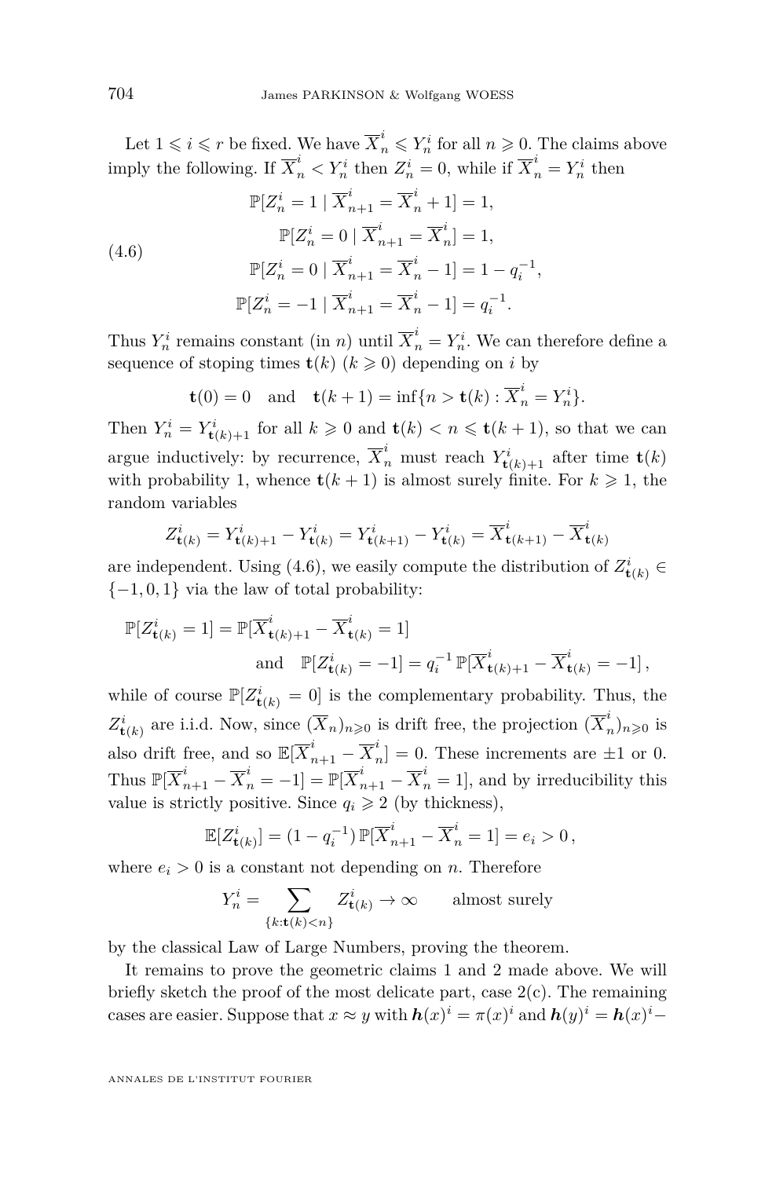Let $1 \leqslant i \leqslant r$ be fixed. We have $\overline{X}_n^i \leqslant Y_n^i$ for all $n \geqslant 0$. The claims above imply the following. If $\overline{X}_n^i < Y_n^i$ then $Z_n^i = 0$, while if $\overline{X}_n^i = Y_n^i$ then

$$
\begin{aligned}
\mathbb{P}[Z_n^i = 1 \mid \overline{X}_{n+1}^i = \overline{X}_n^i + 1] &= 1, \\
\mathbb{P}[Z_n^i = 0 \mid \overline{X}_{n+1}^i = \overline{X}_n^i] &= 1, \\
\mathbb{P}[Z_n^i = 0 \mid \overline{X}_{n+1}^i = \overline{X}_n^i - 1] &= 1 - q_i^{-1}, \\
\mathbb{P}[Z_n^i = -1 \mid \overline{X}_{n+1}^i = \overline{X}_n^i - 1] &= q_i^{-1}.
\end{aligned}
\tag{4.6}
$$

Thus $Y_n^i$ remains constant (in $n$) until $\overline{X}_n^i = Y_n^i$. We can therefore define a sequence of stoping times $\mathbf{t}(k)$ ($k \geqslant 0$) depending on $i$ by

$$
\mathbf{t}(0) = 0 \quad \text{and} \quad \mathbf{t}(k+1) = \inf\{n > \mathbf{t}(k) : \overline{X}_n^i = Y_n^i\}.
$$

Then $Y_n^i = Y_{\mathbf{t}(k)+1}^i$ for all $k \geqslant 0$ and $\mathbf{t}(k) < n \leqslant \mathbf{t}(k+1)$, so that we can argue inductively: by recurrence, $\overline{X}_n^i$ must reach $Y_{\mathbf{t}(k)+1}^i$ after time $\mathbf{t}(k)$ with probability 1, whence $\mathbf{t}(k+1)$ is almost surely finite. For $k \geqslant 1$, the random variables

$$
Z_{\mathbf{t}(k)}^i = Y_{\mathbf{t}(k)+1}^i - Y_{\mathbf{t}(k)}^i = Y_{\mathbf{t}(k+1)}^i - Y_{\mathbf{t}(k)}^i = \overline{X}_{\mathbf{t}(k+1)}^i - \overline{X}_{\mathbf{t}(k)}^i
$$

are independent. Using (4.6), we easily compute the distribution of $Z_{\mathbf{t}(k)}^i \in \{-1, 0, 1\}$ via the law of total probability:

$$
\begin{aligned}
\mathbb{P}[Z_{\mathbf{t}(k)}^i = 1] = \mathbb{P}[\overline{X}_{\mathbf{t}(k)+1}^i - \overline{X}_{\mathbf{t}(k)}^i = 1]& \\
\text{and} \quad \mathbb{P}[Z_{\mathbf{t}(k)}^i = -1] &= q_i^{-1}\, \mathbb{P}[\overline{X}_{\mathbf{t}(k)+1}^i - \overline{X}_{\mathbf{t}(k)}^i = -1]\,,
\end{aligned}
$$

while of course $\mathbb{P}[Z_{\mathbf{t}(k)}^i = 0]$ is the complementary probability. Thus, the $Z_{\mathbf{t}(k)}^i$ are i.i.d. Now, since $(\overline{X}_n)_{n\geqslant 0}$ is drift free, the projection $(\overline{X}_n^i)_{n\geqslant 0}$ is also drift free, and so $\mathbb{E}[\overline{X}_{n+1}^i - \overline{X}_n^i] = 0$. These increments are $\pm 1$ or 0. Thus $\mathbb{P}[\overline{X}_{n+1}^i - \overline{X}_n^i = -1] = \mathbb{P}[\overline{X}_{n+1}^i - \overline{X}_n^i = 1]$, and by irreducibility this value is strictly positive. Since $q_i \geqslant 2$ (by thickness),

$$
\mathbb{E}[Z_{\mathbf{t}(k)}^i] = (1 - q_i^{-1})\, \mathbb{P}[\overline{X}_{n+1}^i - \overline{X}_n^i = 1] = e_i > 0\,,
$$

where $e_i > 0$ is a constant not depending on $n$. Therefore

$$
Y_n^i = \sum_{\{k : \mathbf{t}(k) < n\}} Z_{\mathbf{t}(k)}^i \to \infty \qquad \text{almost surely}
$$

by the classical Law of Large Numbers, proving the theorem.

It remains to prove the geometric claims 1 and 2 made above. We will briefly sketch the proof of the most delicate part, case 2(c). The remaining cases are easier. Suppose that $x \approx y$ with $\boldsymbol{h}(x)^i = \pi(x)^i$ and $\boldsymbol{h}(y)^i = \boldsymbol{h}(x)^i -$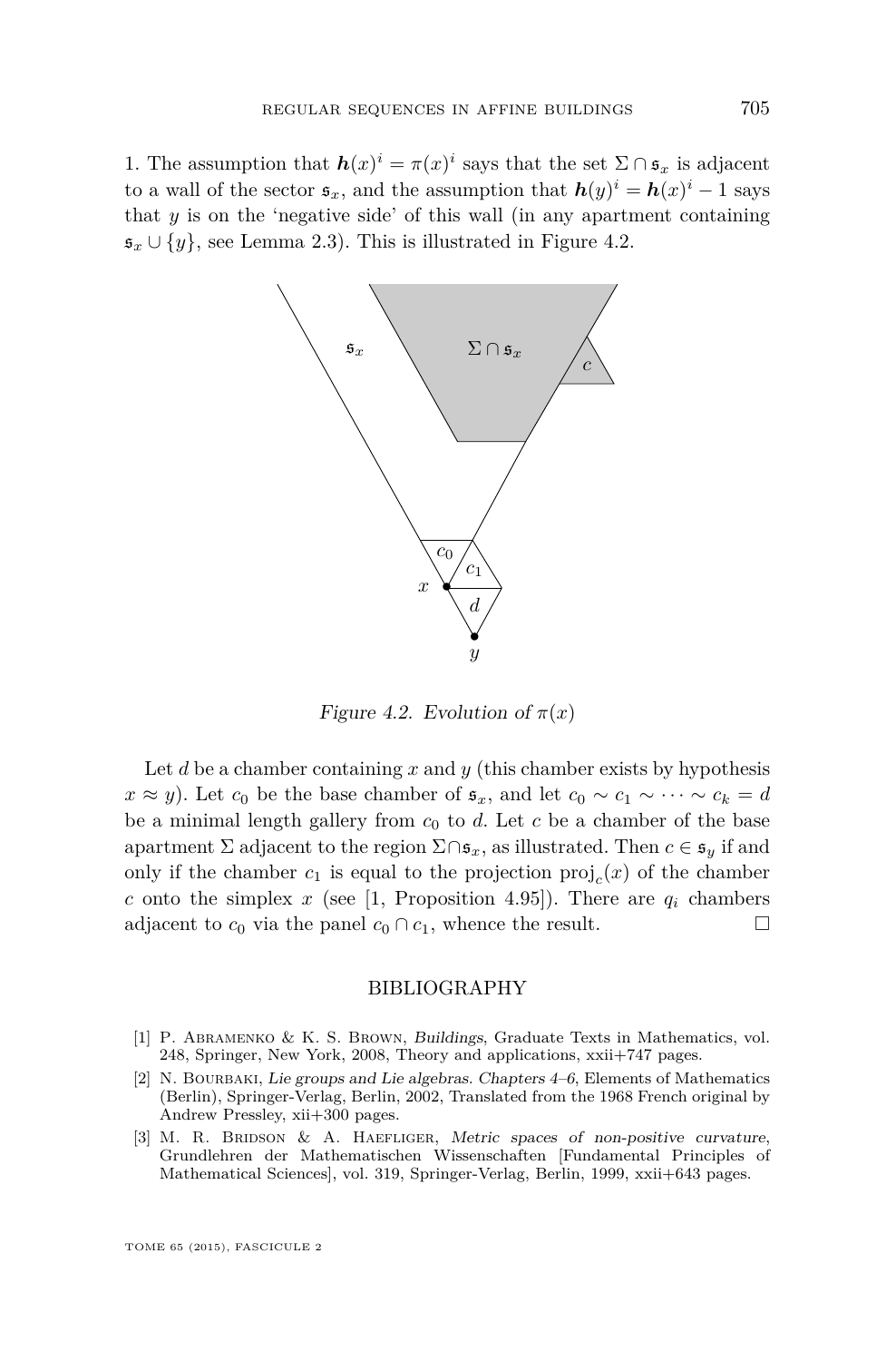1. The assumption that $\boldsymbol{h}(x)^i = \pi(x)^i$ says that the set $\Sigma \cap \mathfrak{s}_x$ is adjacent to a wall of the sector $\mathfrak{s}_x$, and the assumption that $\boldsymbol{h}(y)^i = \boldsymbol{h}(x)^i - 1$ says that $y$ is on the 'negative side' of this wall (in any apartment containing $\mathfrak{s}_x \cup \{y\}$, see Lemma 2.3). This is illustrated in Figure 4.2.

*Figure 4.2. Evolution of $\pi(x)$*

Let $d$ be a chamber containing $x$ and $y$ (this chamber exists by hypothesis $x \approx y$). Let $c_0$ be the base chamber of $\mathfrak{s}_x$, and let $c_0 \sim c_1 \sim \cdots \sim c_k = d$ be a minimal length gallery from $c_0$ to $d$. Let $c$ be a chamber of the base apartment $\Sigma$ adjacent to the region $\Sigma \cap \mathfrak{s}_x$, as illustrated. Then $c \in \mathfrak{s}_y$ if and only if the chamber $c_1$ is equal to the projection $\mathrm{proj}_c(x)$ of the chamber $c$ onto the simplex $x$ (see [1, Proposition 4.95]). There are $q_i$ chambers adjacent to $c_0$ via the panel $c_0 \cap c_1$, whence the result. □

## BIBLIOGRAPHY

[1] P. Abramenko & K. S. Brown, *Buildings*, Graduate Texts in Mathematics, vol. 248, Springer, New York, 2008, Theory and applications, xxii+747 pages.

[2] N. Bourbaki, *Lie groups and Lie algebras. Chapters 4–6*, Elements of Mathematics (Berlin), Springer-Verlag, Berlin, 2002, Translated from the 1968 French original by Andrew Pressley, xii+300 pages.

[3] M. R. Bridson & A. Haefliger, *Metric spaces of non-positive curvature*, Grundlehren der Mathematischen Wissenschaften [Fundamental Principles of Mathematical Sciences], vol. 319, Springer-Verlag, Berlin, 1999, xxii+643 pages.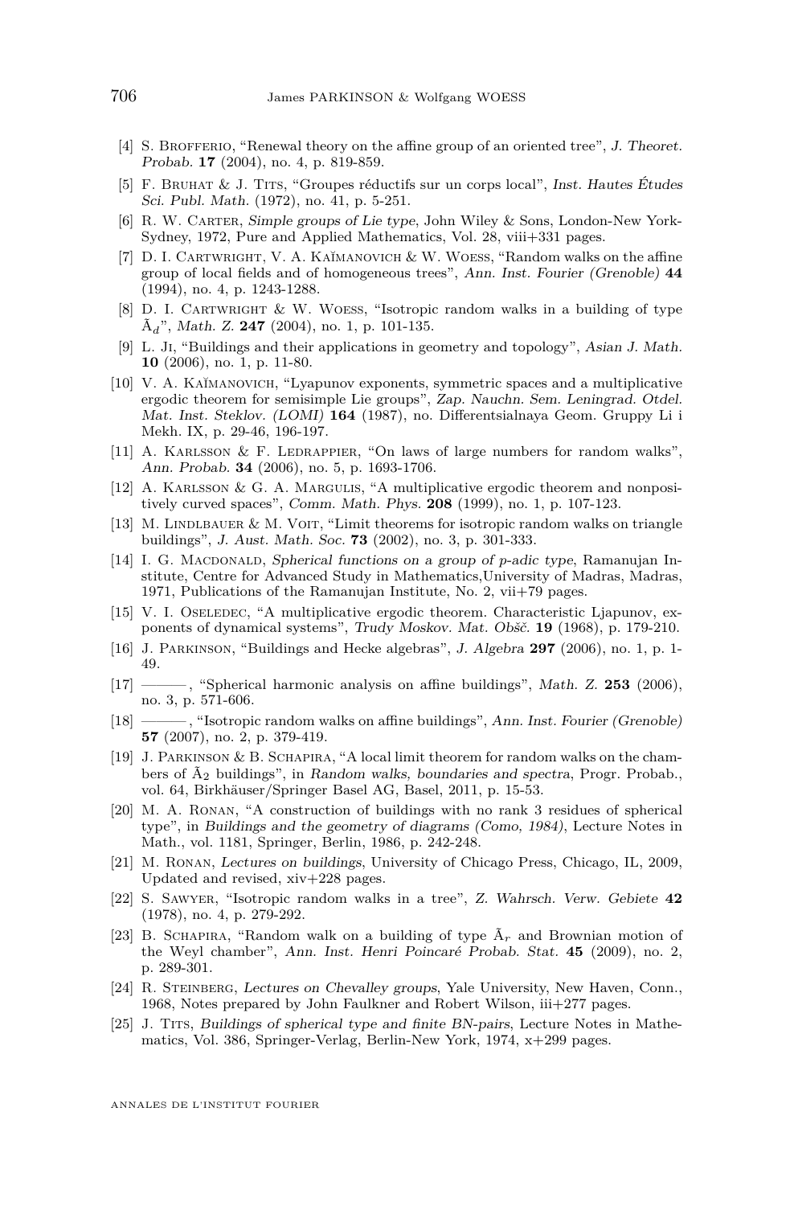[4] S. Brofferio, "Renewal theory on the affine group of an oriented tree", *J. Theoret. Probab.* **17** (2004), no. 4, p. 819-859.

[5] F. Bruhat & J. Tits, "Groupes réductifs sur un corps local", *Inst. Hautes Études Sci. Publ. Math.* (1972), no. 41, p. 5-251.

[6] R. W. Carter, *Simple groups of Lie type*, John Wiley & Sons, London-New York-Sydney, 1972, Pure and Applied Mathematics, Vol. 28, viii+331 pages.

[7] D. I. Cartwright, V. A. Kaĭmanovich & W. Woess, "Random walks on the affine group of local fields and of homogeneous trees", *Ann. Inst. Fourier (Grenoble)* **44** (1994), no. 4, p. 1243-1288.

[8] D. I. Cartwright & W. Woess, "Isotropic random walks in a building of type $\tilde{A}_d$", *Math. Z.* **247** (2004), no. 1, p. 101-135.

[9] L. Ji, "Buildings and their applications in geometry and topology", *Asian J. Math.* **10** (2006), no. 1, p. 11-80.

[10] V. A. Kaĭmanovich, "Lyapunov exponents, symmetric spaces and a multiplicative ergodic theorem for semisimple Lie groups", *Zap. Nauchn. Sem. Leningrad. Otdel. Mat. Inst. Steklov. (LOMI)* **164** (1987), no. Differentsialnaya Geom. Gruppy Li i Mekh. IX, p. 29-46, 196-197.

[11] A. Karlsson & F. Ledrappier, "On laws of large numbers for random walks", *Ann. Probab.* **34** (2006), no. 5, p. 1693-1706.

[12] A. Karlsson & G. A. Margulis, "A multiplicative ergodic theorem and nonpositively curved spaces", *Comm. Math. Phys.* **208** (1999), no. 1, p. 107-123.

[13] M. Lindlbauer & M. Voit, "Limit theorems for isotropic random walks on triangle buildings", *J. Aust. Math. Soc.* **73** (2002), no. 3, p. 301-333.

[14] I. G. Macdonald, *Spherical functions on a group of p-adic type*, Ramanujan Institute, Centre for Advanced Study in Mathematics,University of Madras, Madras, 1971, Publications of the Ramanujan Institute, No. 2, vii+79 pages.

[15] V. I. Oseledec, "A multiplicative ergodic theorem. Characteristic Ljapunov, exponents of dynamical systems", *Trudy Moskov. Mat. Obšč.* **19** (1968), p. 179-210.

[16] J. Parkinson, "Buildings and Hecke algebras", *J. Algebra* **297** (2006), no. 1, p. 1-49.

[17] ———, "Spherical harmonic analysis on affine buildings", *Math. Z.* **253** (2006), no. 3, p. 571-606.

[18] ———, "Isotropic random walks on affine buildings", *Ann. Inst. Fourier (Grenoble)* **57** (2007), no. 2, p. 379-419.

[19] J. Parkinson & B. Schapira, "A local limit theorem for random walks on the chambers of $\tilde{A}_2$ buildings", in *Random walks, boundaries and spectra*, Progr. Probab., vol. 64, Birkhäuser/Springer Basel AG, Basel, 2011, p. 15-53.

[20] M. A. Ronan, "A construction of buildings with no rank 3 residues of spherical type", in *Buildings and the geometry of diagrams (Como, 1984)*, Lecture Notes in Math., vol. 1181, Springer, Berlin, 1986, p. 242-248.

[21] M. Ronan, *Lectures on buildings*, University of Chicago Press, Chicago, IL, 2009, Updated and revised, xiv+228 pages.

[22] S. Sawyer, "Isotropic random walks in a tree", *Z. Wahrsch. Verw. Gebiete* **42** (1978), no. 4, p. 279-292.

[23] B. Schapira, "Random walk on a building of type $\tilde{A}_r$ and Brownian motion of the Weyl chamber", *Ann. Inst. Henri Poincaré Probab. Stat.* **45** (2009), no. 2, p. 289-301.

[24] R. Steinberg, *Lectures on Chevalley groups*, Yale University, New Haven, Conn., 1968, Notes prepared by John Faulkner and Robert Wilson, iii+277 pages.

[25] J. Tits, *Buildings of spherical type and finite BN-pairs*, Lecture Notes in Mathematics, Vol. 386, Springer-Verlag, Berlin-New York, 1974, x+299 pages.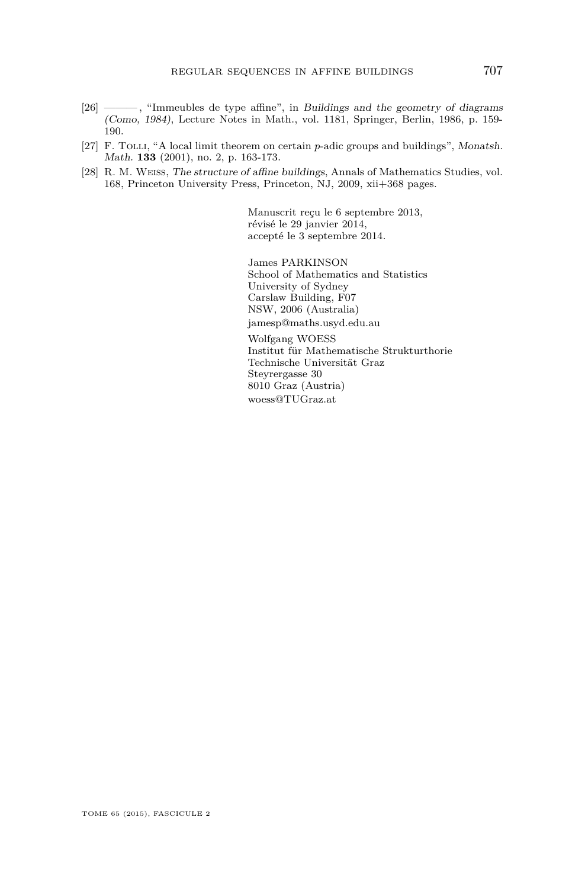[26] ———, "Immeubles de type affine", in *Buildings and the geometry of diagrams (Como, 1984)*, Lecture Notes in Math., vol. 1181, Springer, Berlin, 1986, p. 159-190.

[27] F. Tolli, "A local limit theorem on certain *p*-adic groups and buildings", *Monatsh. Math.* **133** (2001), no. 2, p. 163-173.

[28] R. M. Weiss, *The structure of affine buildings*, Annals of Mathematics Studies, vol. 168, Princeton University Press, Princeton, NJ, 2009, xii+368 pages.

Manuscrit reçu le 6 septembre 2013,
révisé le 29 janvier 2014,
accepté le 3 septembre 2014.

James PARKINSON
School of Mathematics and Statistics
University of Sydney
Carslaw Building, F07
NSW, 2006 (Australia)
jamesp@maths.usyd.edu.au

Wolfgang WOESS
Institut für Mathematische Strukturthorie
Technische Universität Graz
Steyrergasse 30
8010 Graz (Austria)
woess@TUGraz.at